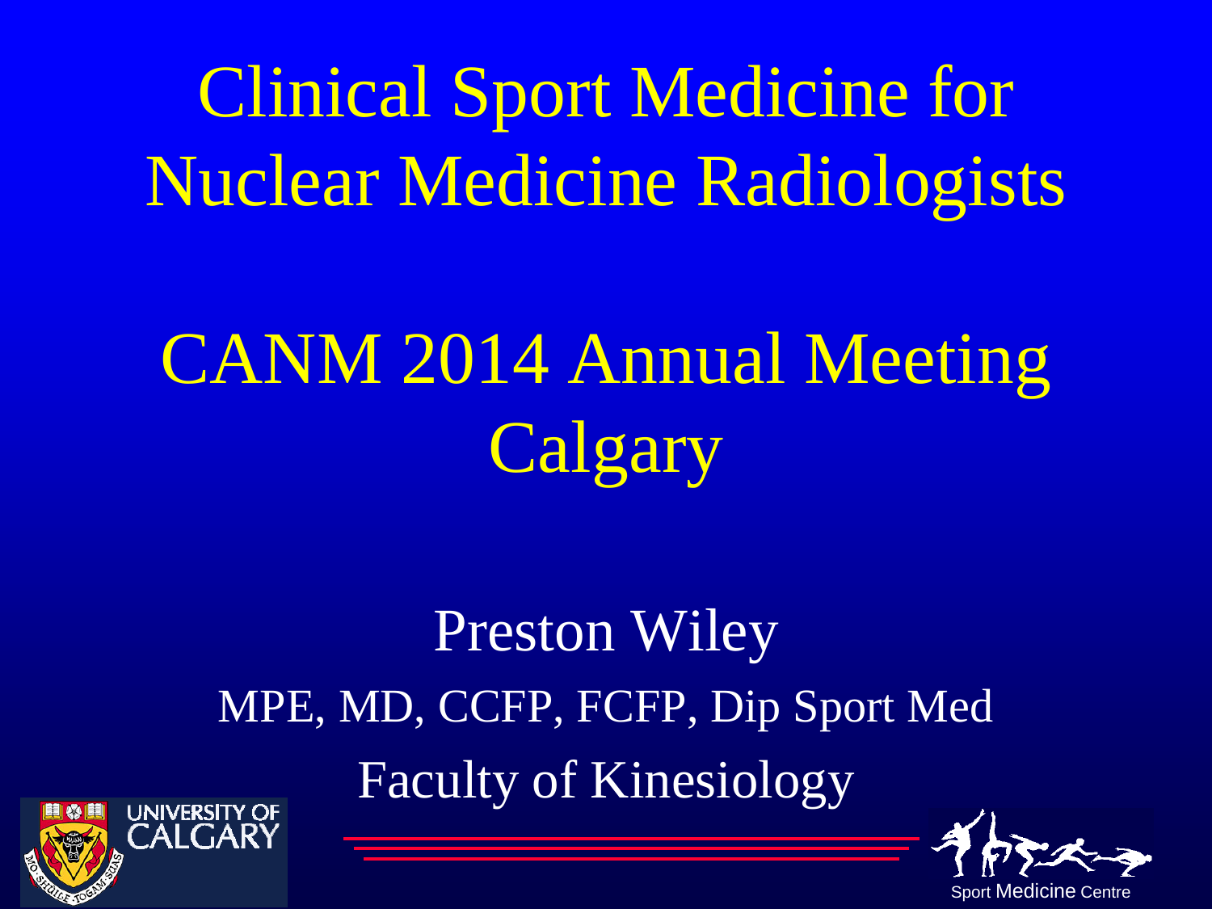# Clinical Sport Medicine for Nuclear Medicine Radiologists

## CANM 2014 Annual Meeting Calgary

Preston Wiley

MPE, MD, CCFP, FCFP, Dip Sport Med

Faculty of Kinesiology

UNIVERSITY OF CALGARY

Sport Medicine Centre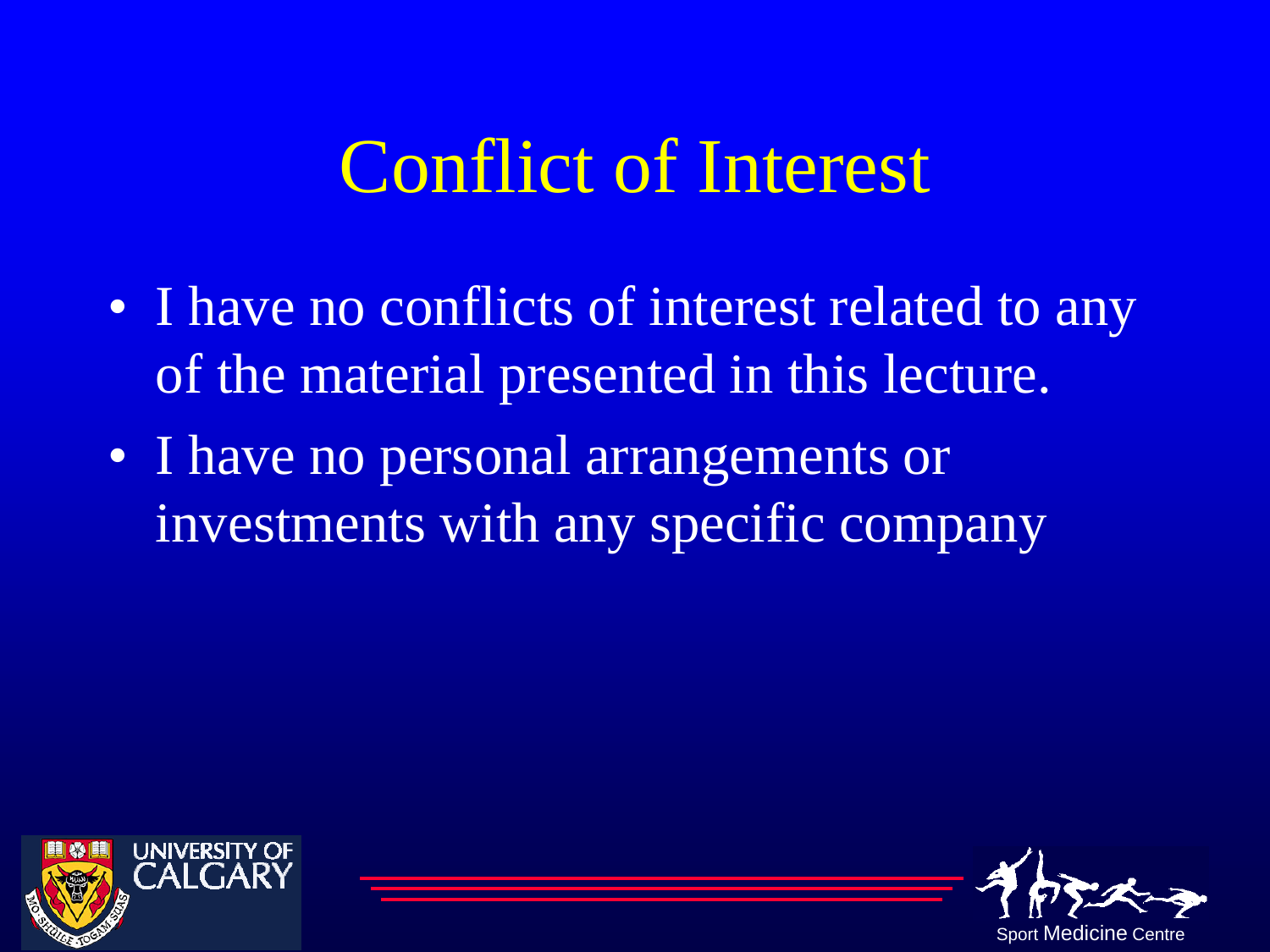# Conflict of Interest

- I have no conflicts of interest related to any of the material presented in this lecture.
- I have no personal arrangements or investments with any specific company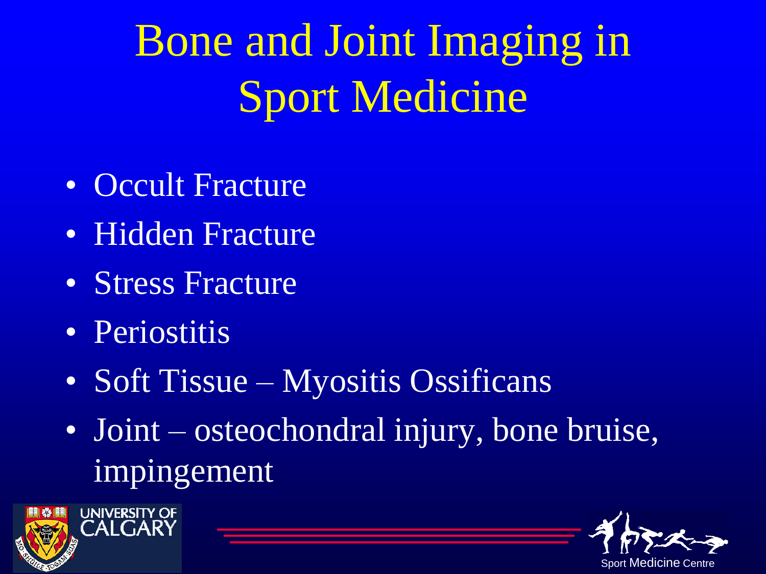# Bone and Joint Imaging in Sport Medicine

- Occult Fracture
- Hidden Fracture
- Stress Fracture
- Periostitis
- Soft Tissue – Myositis Ossificans
- Joint – osteochondral injury, bone bruise, impingement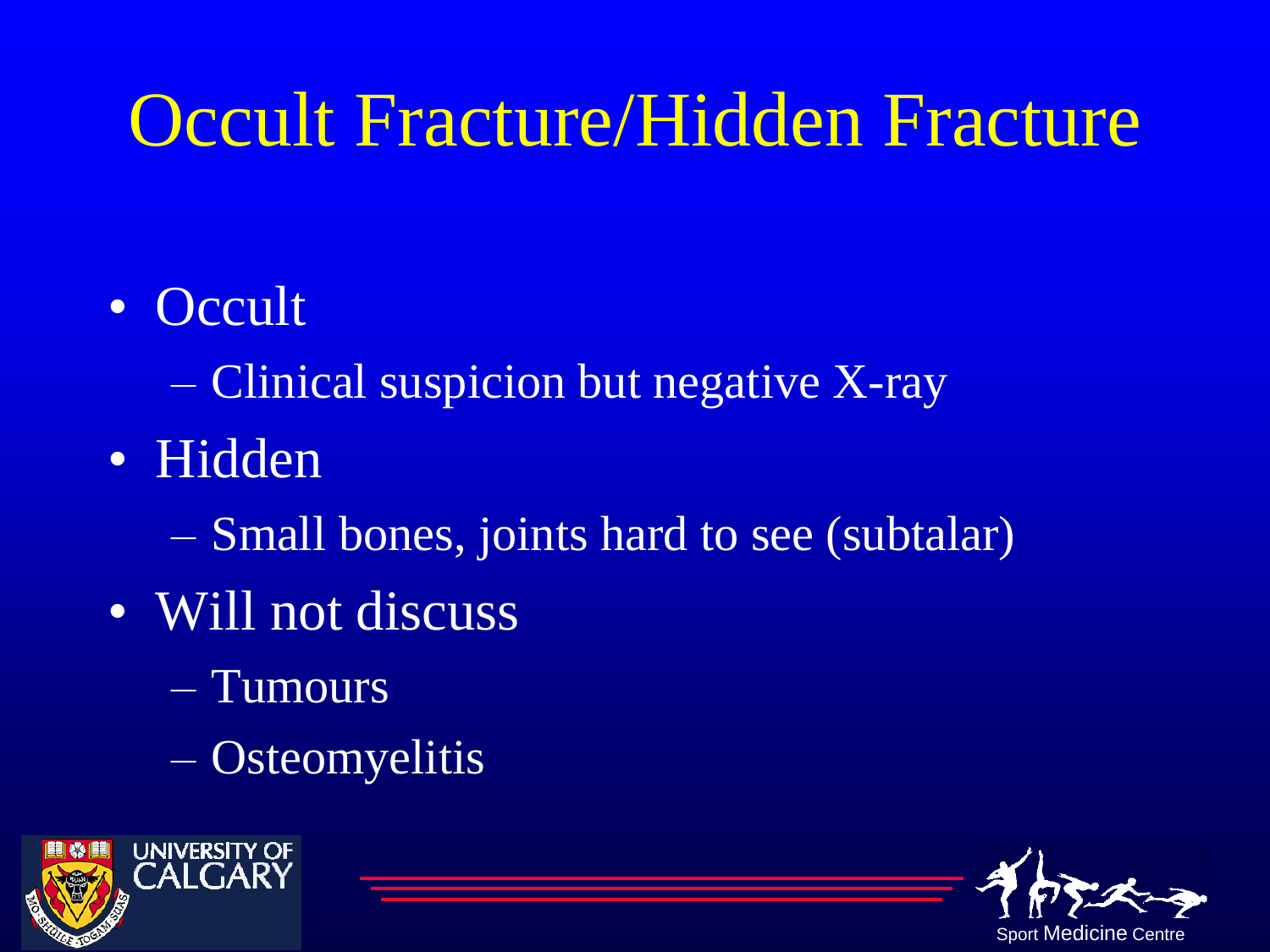# Occult Fracture/Hidden Fracture

- Occult
  - Clinical suspicion but negative X-ray
- Hidden
  - Small bones, joints hard to see (subtalar)
- Will not discuss
  - Tumours
  - Osteomyelitis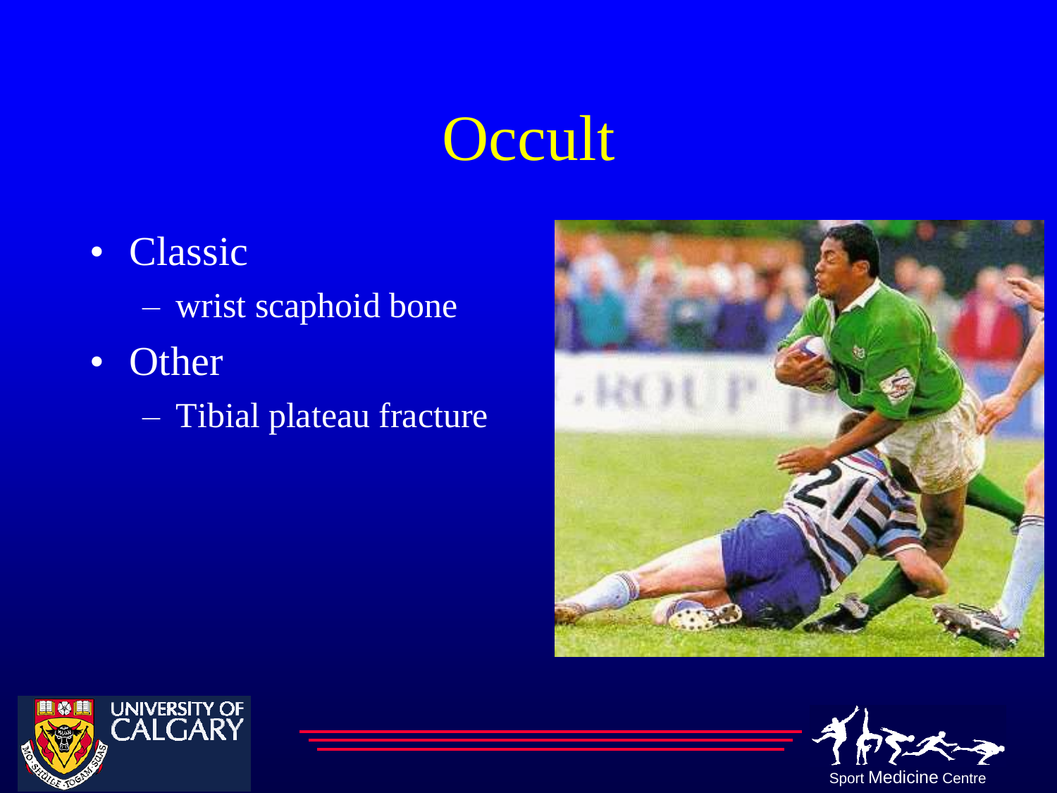# Occult

- Classic
  - wrist scaphoid bone
- Other
  - Tibial plateau fracture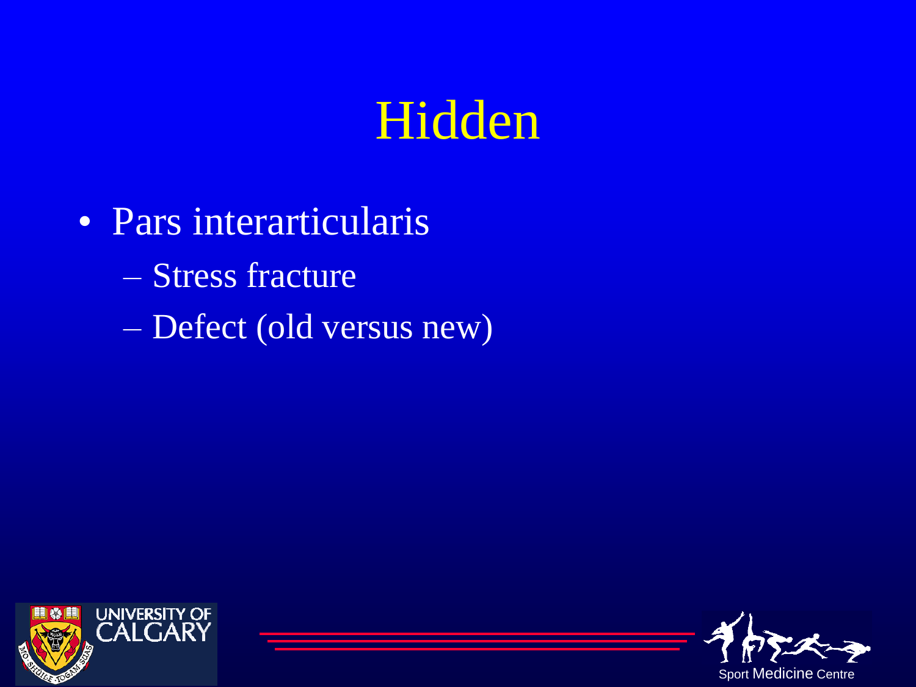# Hidden

- Pars interarticularis
  - Stress fracture
  - Defect (old versus new)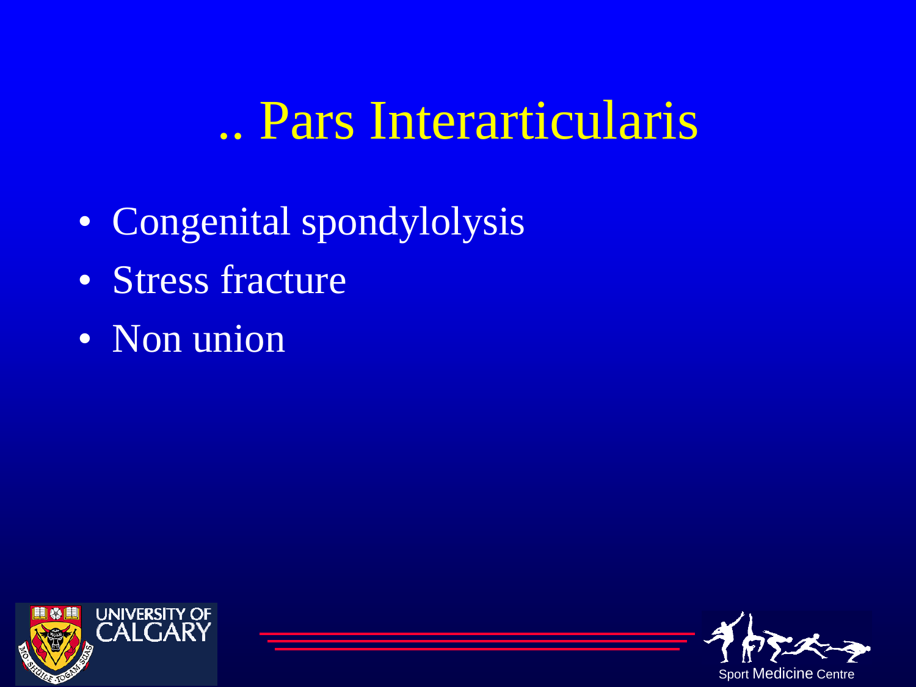# .. Pars Interarticularis

- Congenital spondylolysis
- Stress fracture
- Non union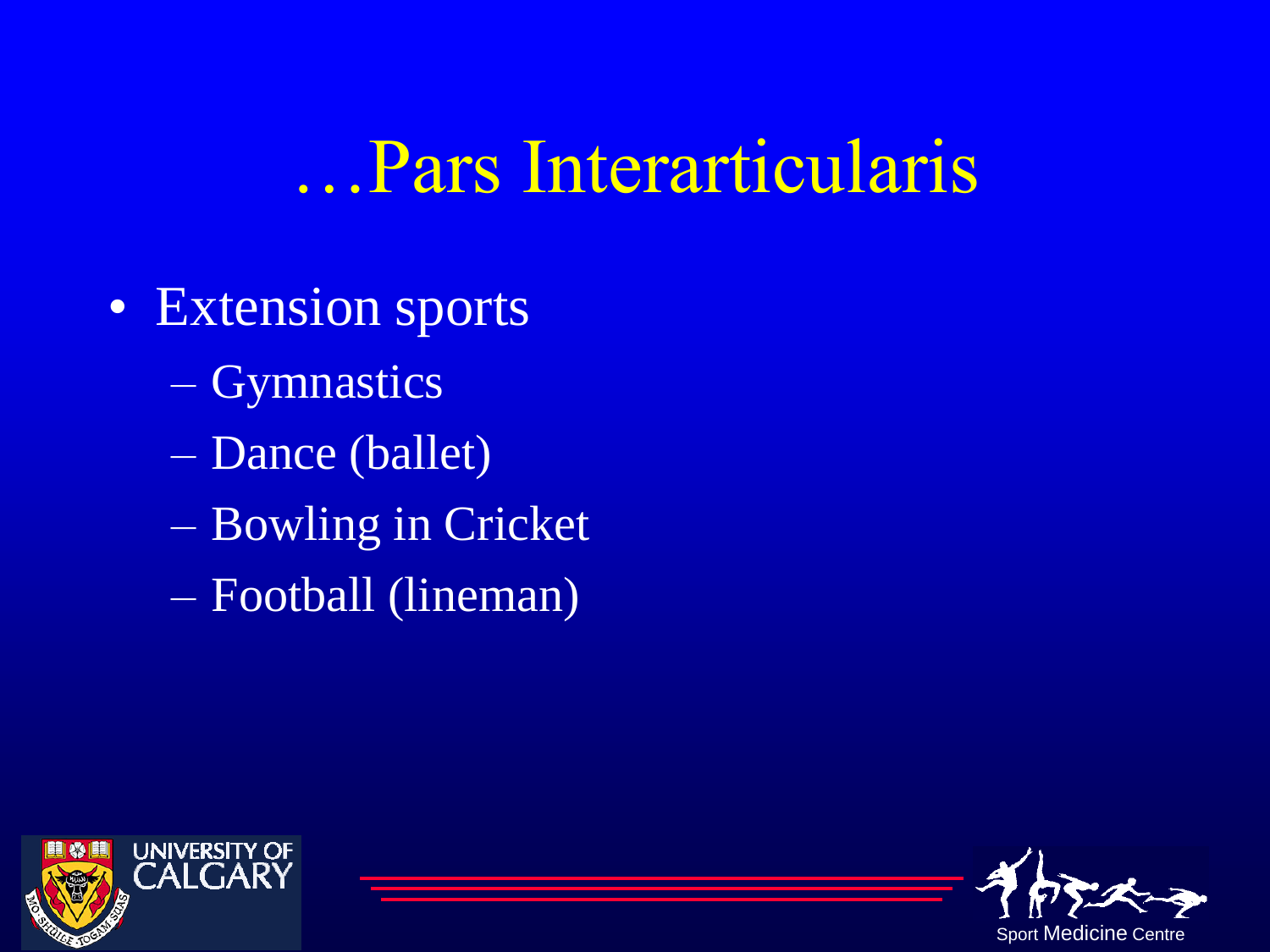# …Pars Interarticularis

- Extension sports
  - Gymnastics
  - Dance (ballet)
  - Bowling in Cricket
  - Football (lineman)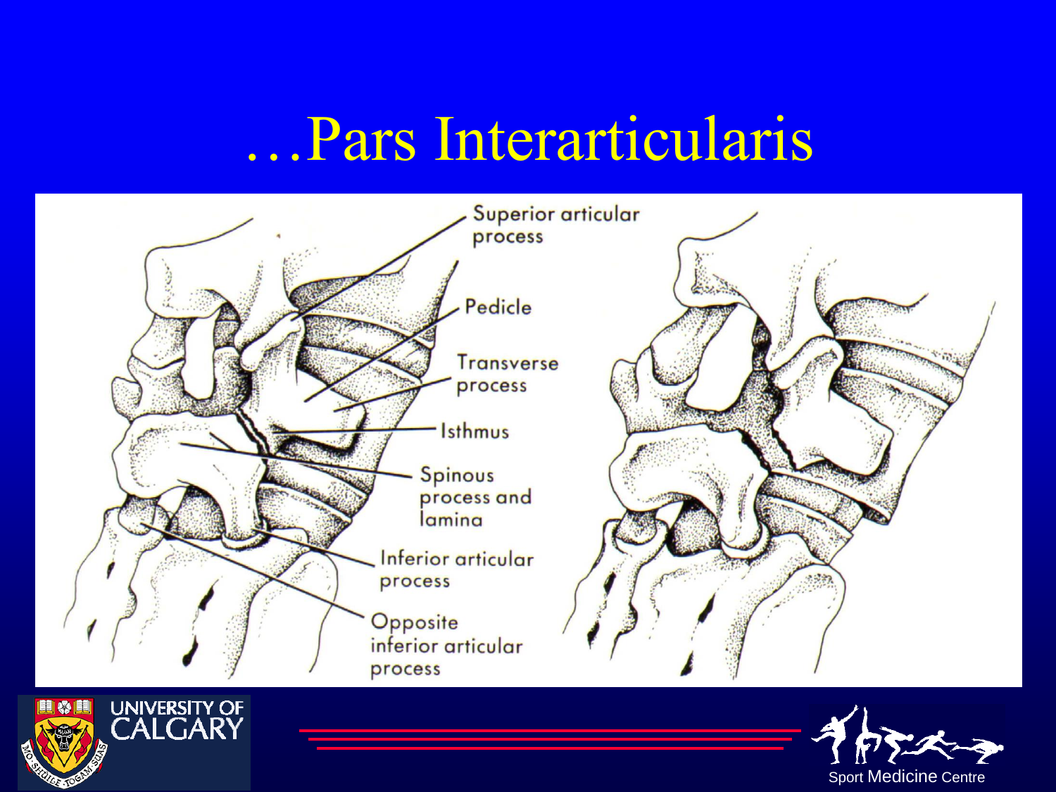# …Pars Interarticularis

Superior articular process

Pedicle

Transverse process

Isthmus

Spinous process and lamina

Inferior articular process

Opposite inferior articular process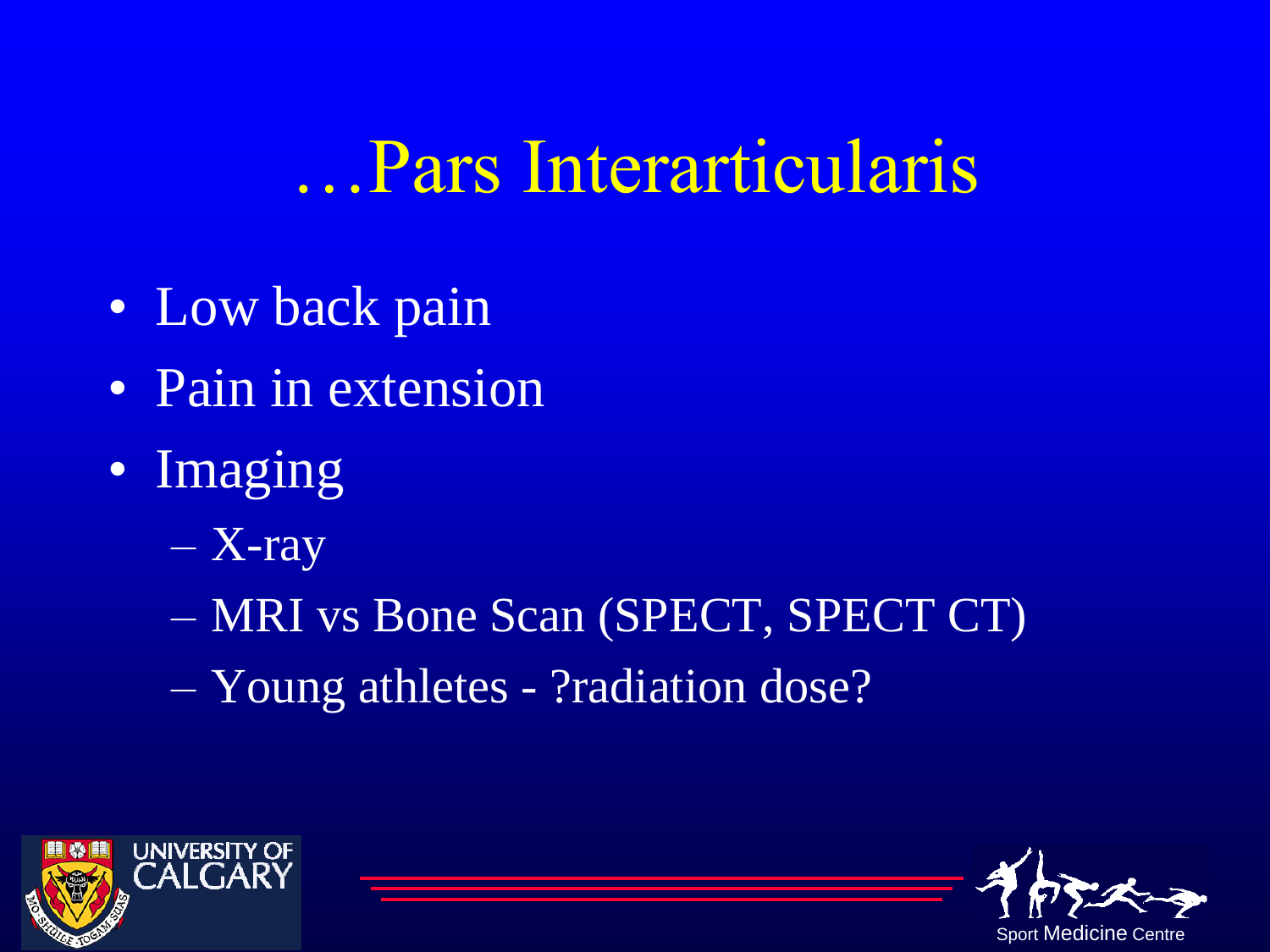# …Pars Interarticularis

- Low back pain
- Pain in extension
- Imaging
  - X-ray
  - MRI vs Bone Scan (SPECT, SPECT CT)
  - Young athletes - ?radiation dose?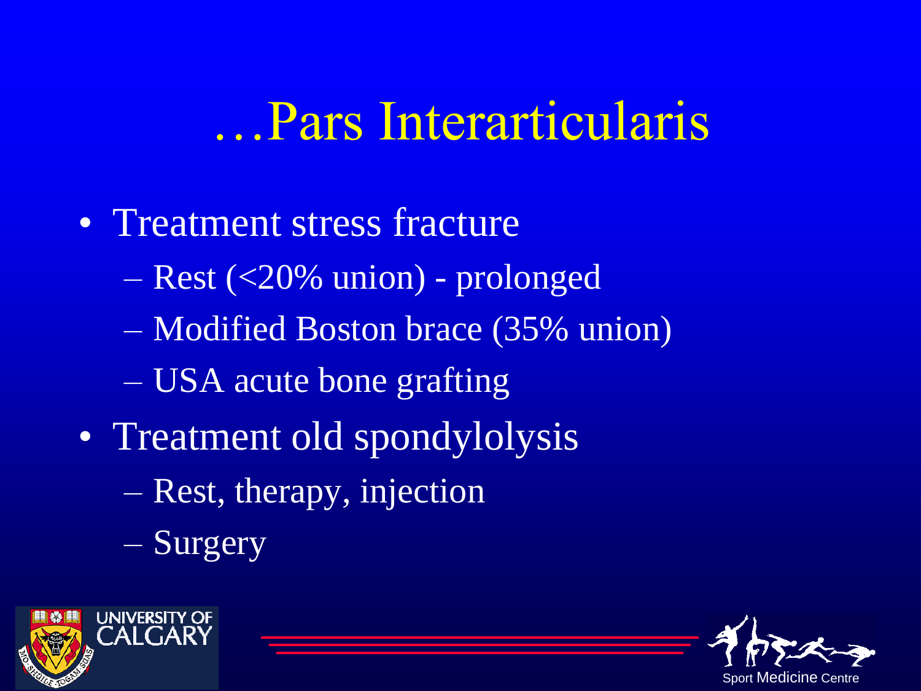# …Pars Interarticularis

- Treatment stress fracture
  - Rest (<20% union) - prolonged
  - Modified Boston brace (35% union)
  - USA acute bone grafting
- Treatment old spondylolysis
  - Rest, therapy, injection
  - Surgery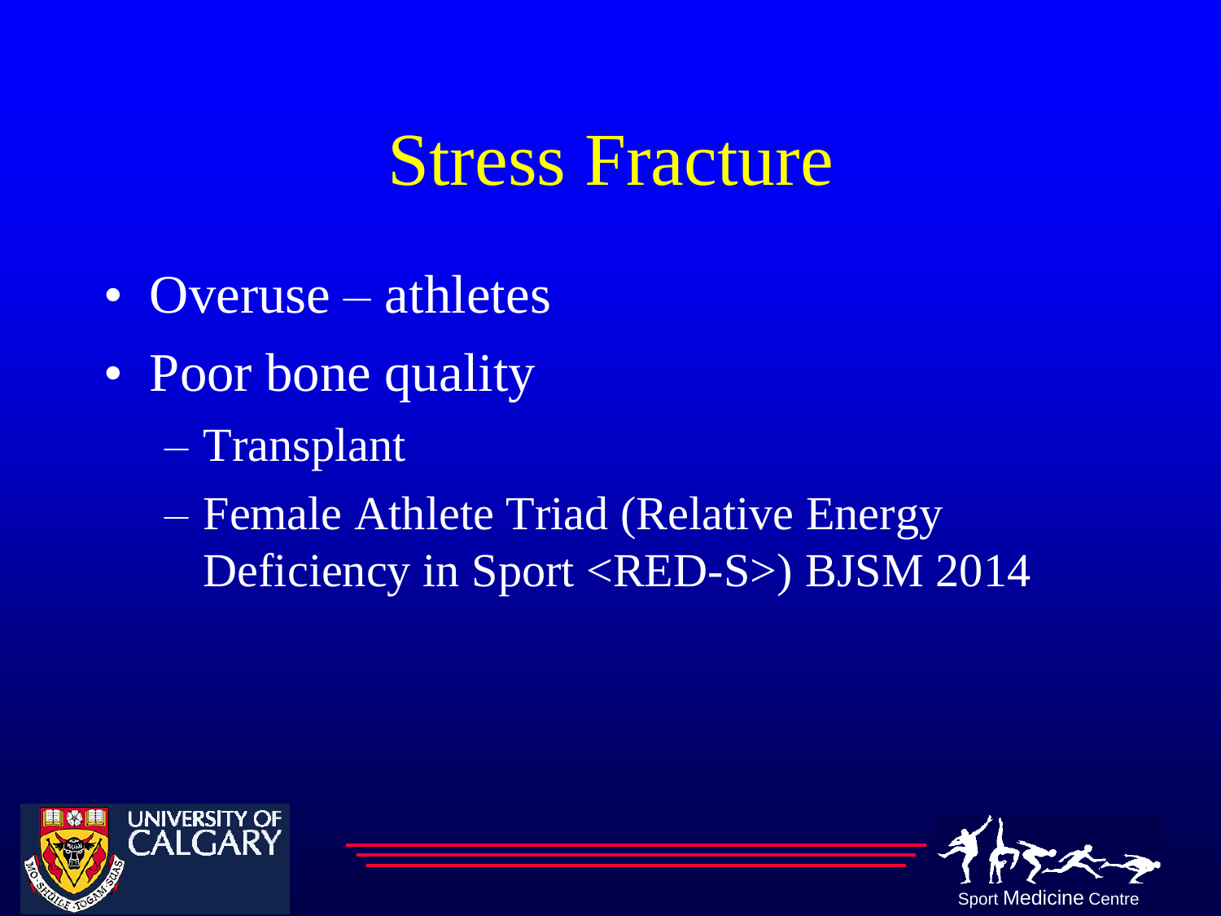# Stress Fracture

- Overuse – athletes
- Poor bone quality
  - Transplant
  - Female Athlete Triad (Relative Energy Deficiency in Sport <RED-S>) BJSM 2014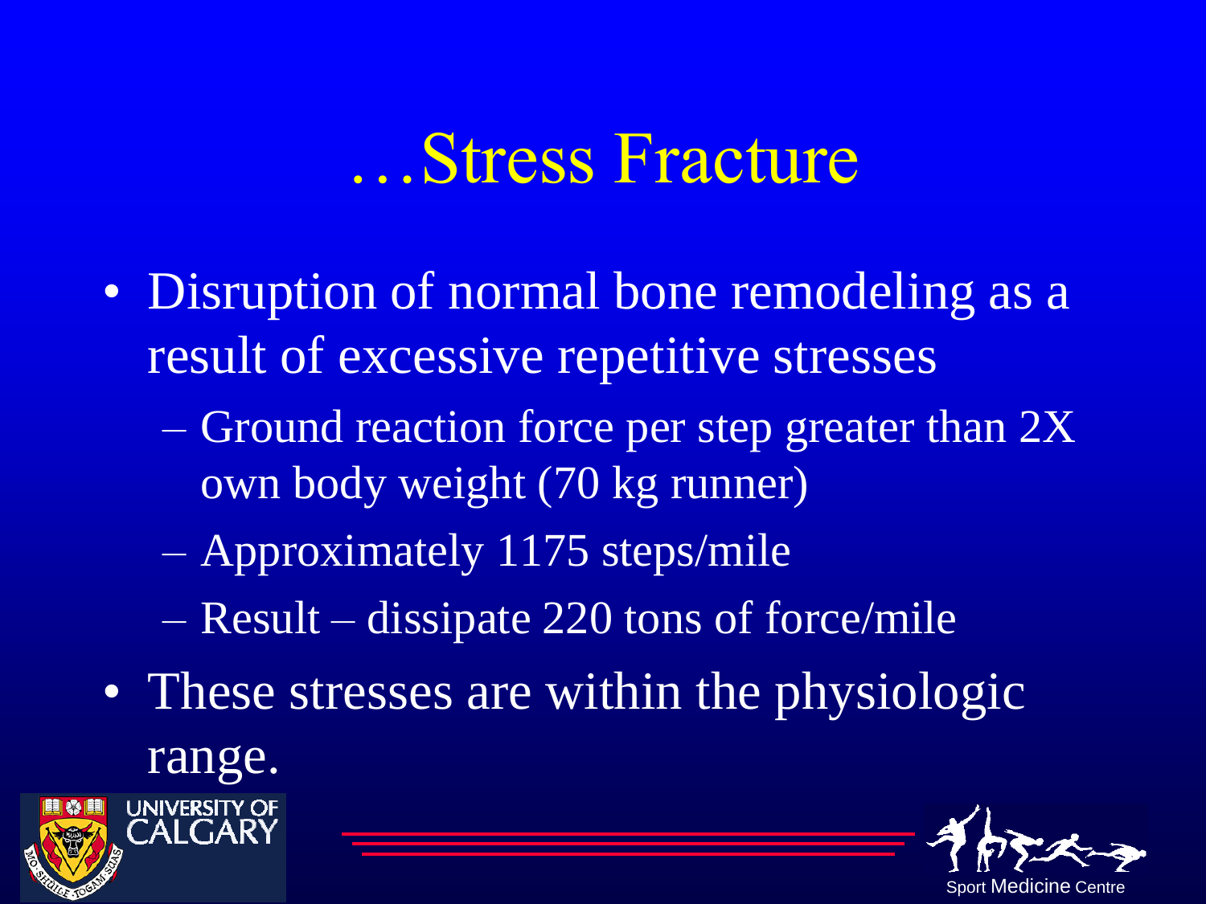# …Stress Fracture

- Disruption of normal bone remodeling as a result of excessive repetitive stresses
  - Ground reaction force per step greater than 2X own body weight (70 kg runner)
  - Approximately 1175 steps/mile
  - Result – dissipate 220 tons of force/mile
- These stresses are within the physiologic range.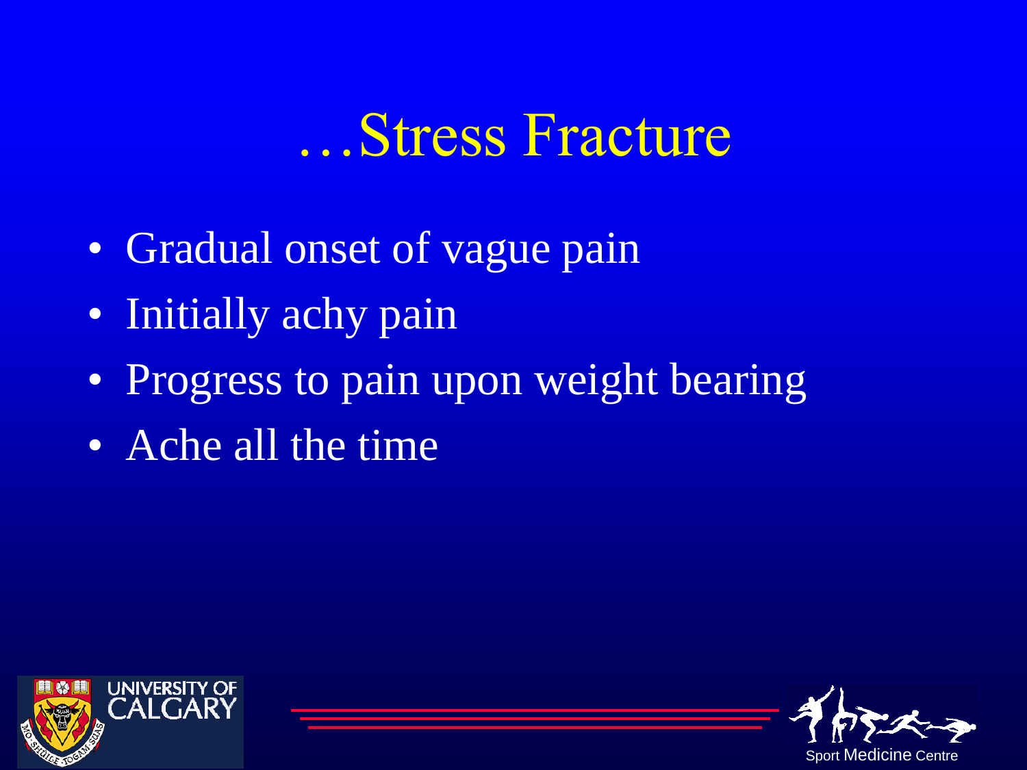# …Stress Fracture

- Gradual onset of vague pain
- Initially achy pain
- Progress to pain upon weight bearing
- Ache all the time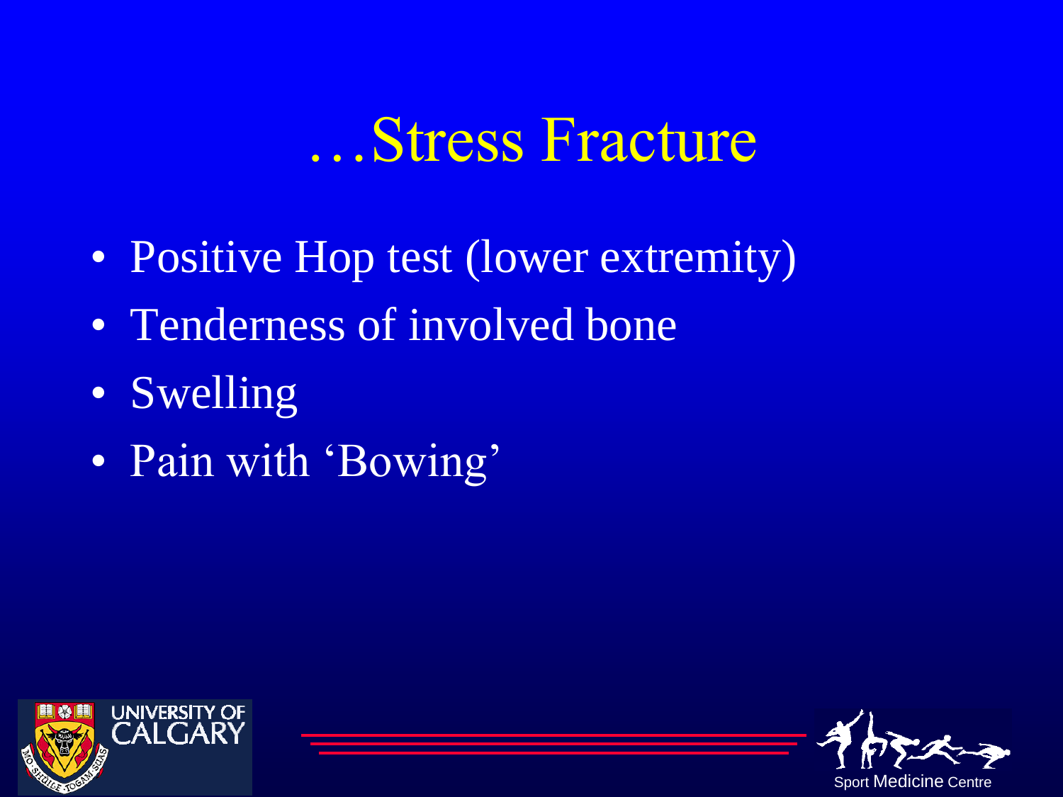# …Stress Fracture

- Positive Hop test (lower extremity)
- Tenderness of involved bone
- Swelling
- Pain with 'Bowing'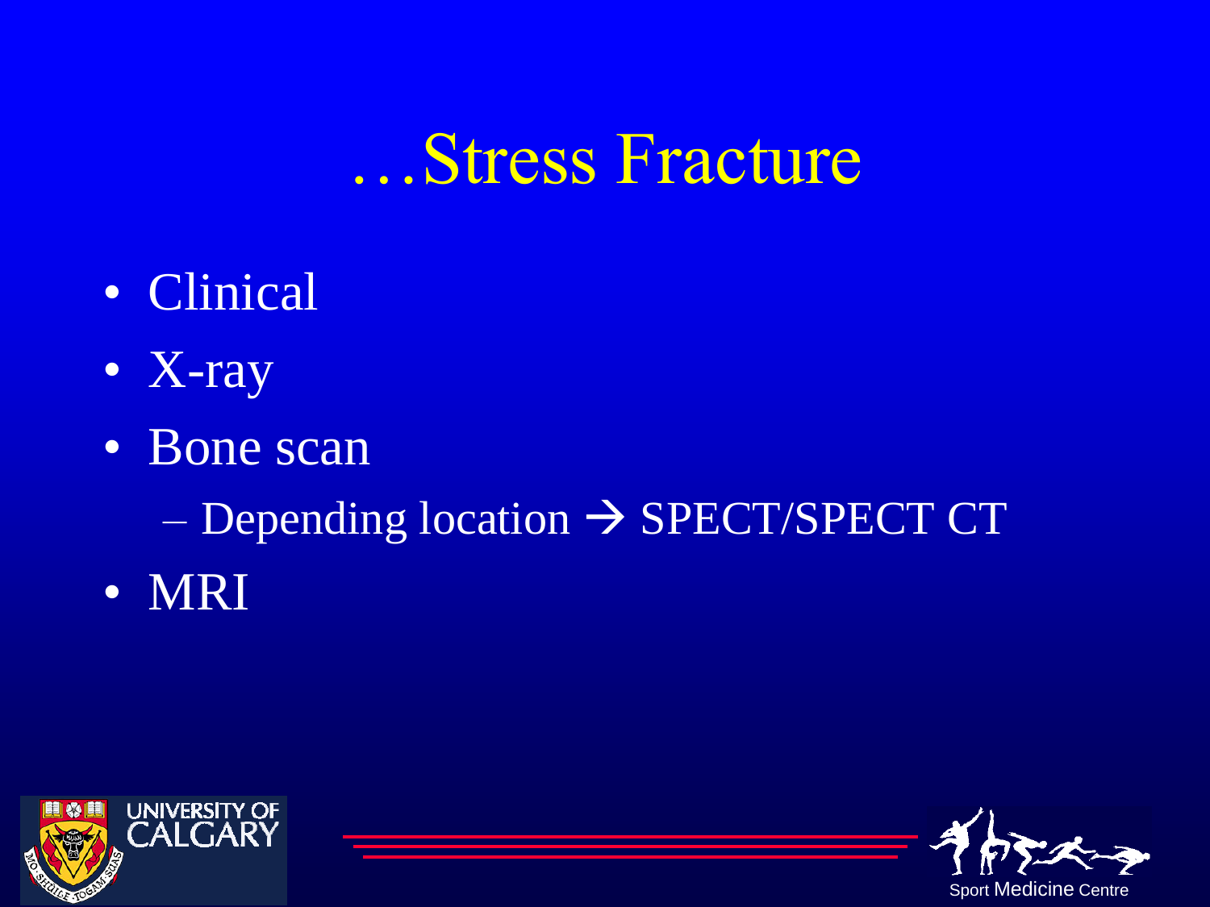# …Stress Fracture

- Clinical
- X-ray
- Bone scan
  - Depending location → SPECT/SPECT CT
- MRI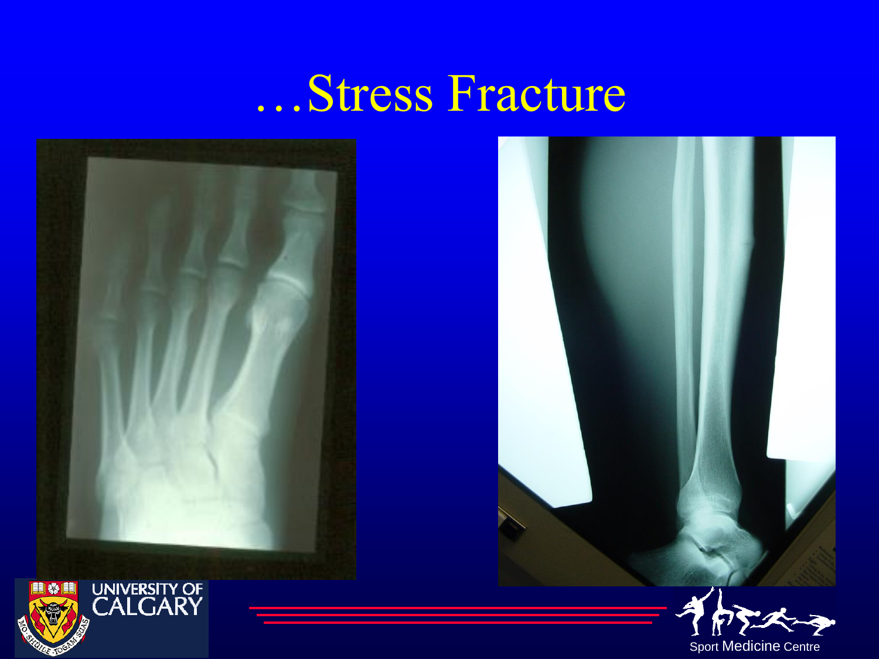# …Stress Fracture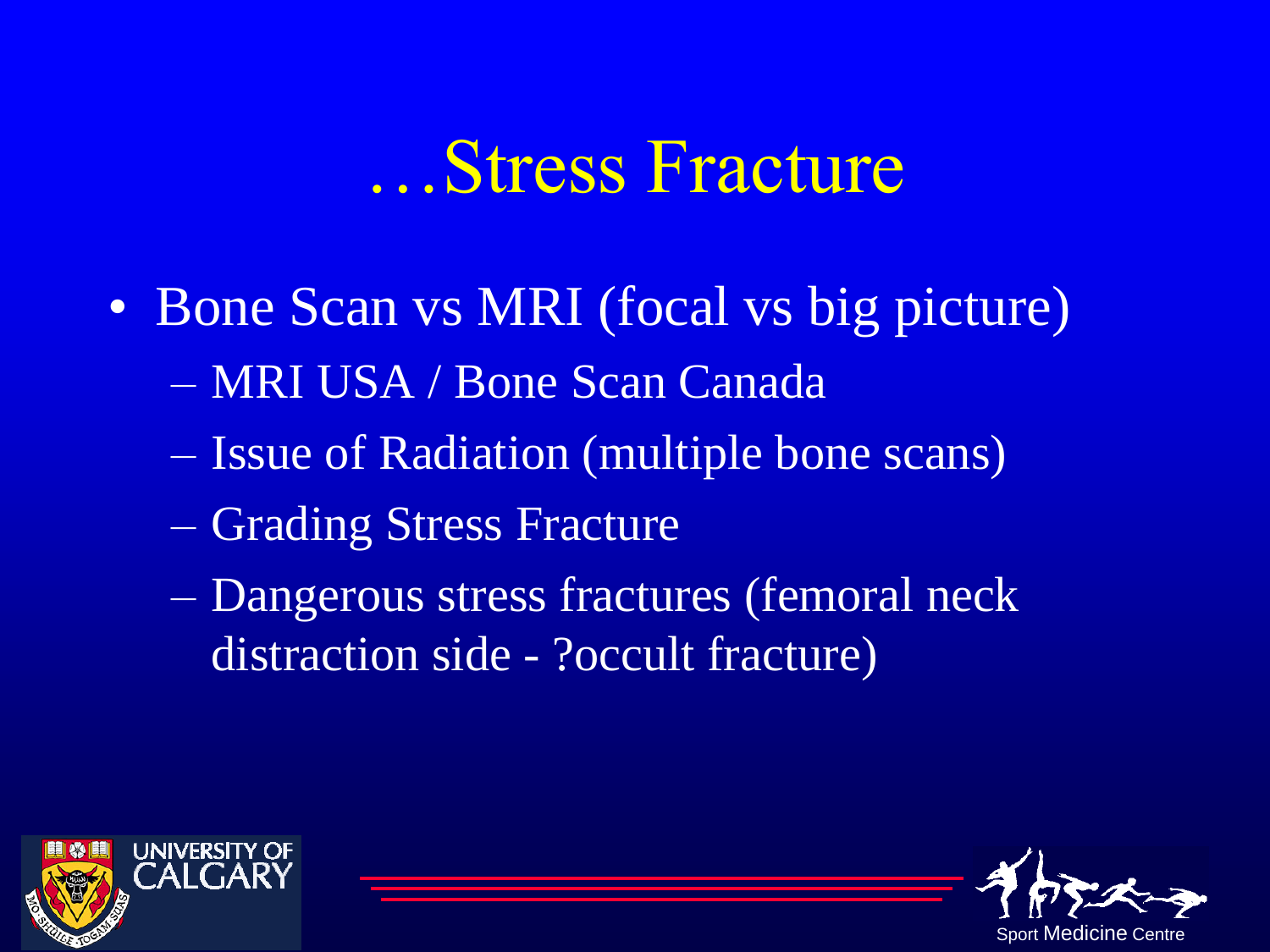# …Stress Fracture

- Bone Scan vs MRI (focal vs big picture)
  - MRI USA / Bone Scan Canada
  - Issue of Radiation (multiple bone scans)
  - Grading Stress Fracture
  - Dangerous stress fractures (femoral neck distraction side - ?occult fracture)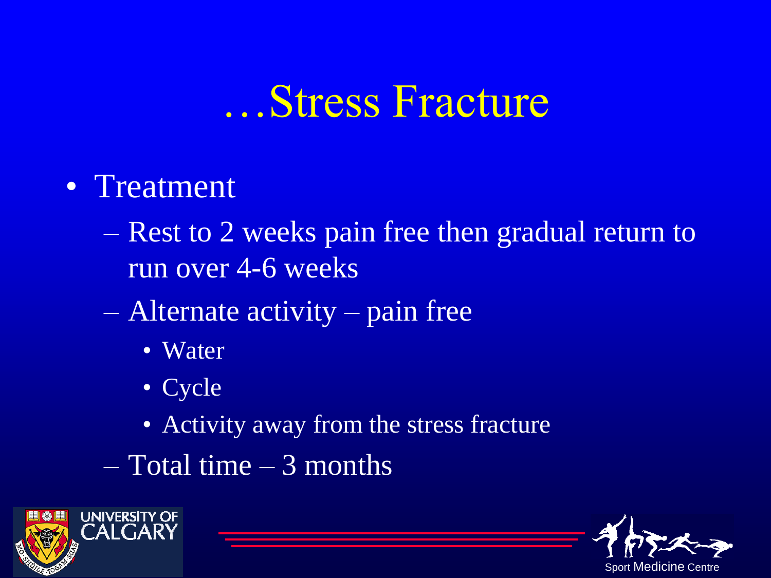# …Stress Fracture

- Treatment
  - Rest to 2 weeks pain free then gradual return to run over 4-6 weeks
  - Alternate activity – pain free
    - Water
    - Cycle
    - Activity away from the stress fracture
  - Total time – 3 months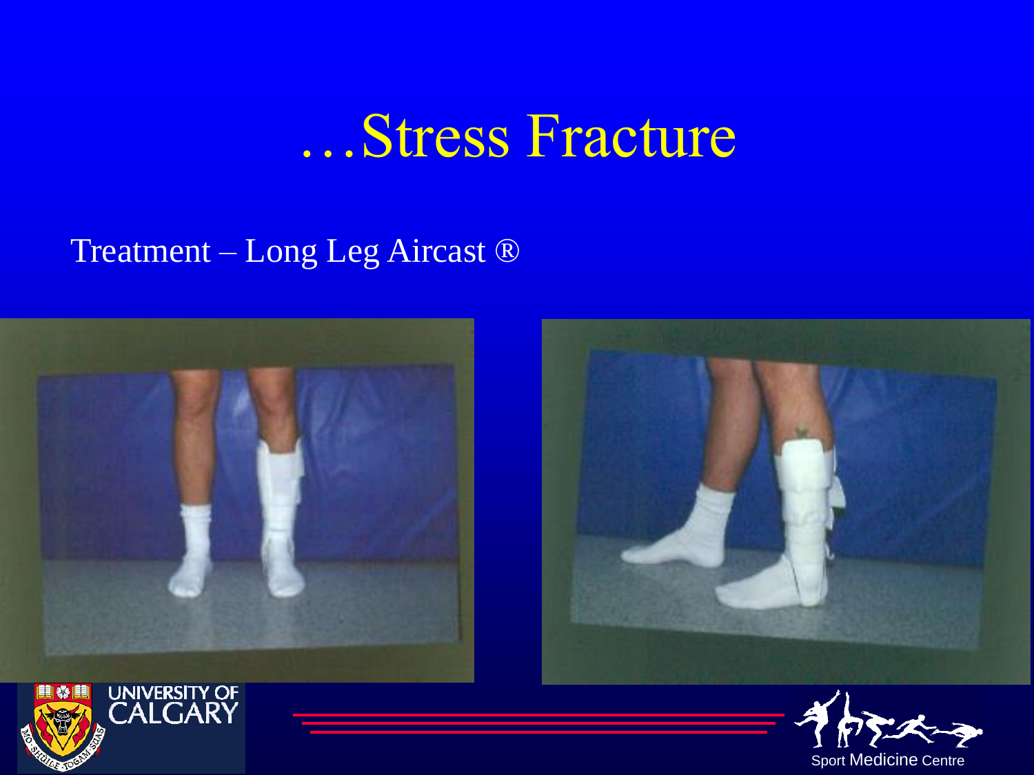# …Stress Fracture

Treatment – Long Leg Aircast ®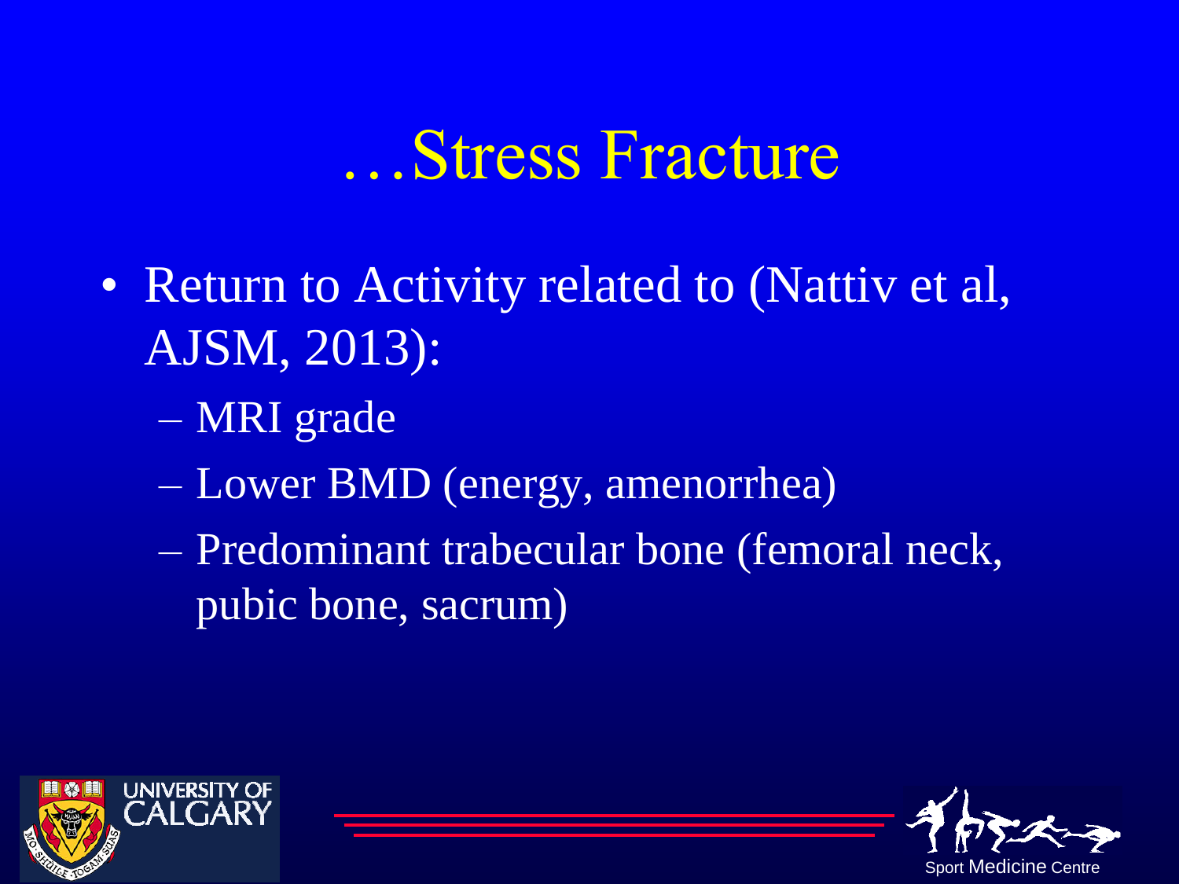# …Stress Fracture

- Return to Activity related to (Nattiv et al, AJSM, 2013):
  - MRI grade
  - Lower BMD (energy, amenorrhea)
  - Predominant trabecular bone (femoral neck, pubic bone, sacrum)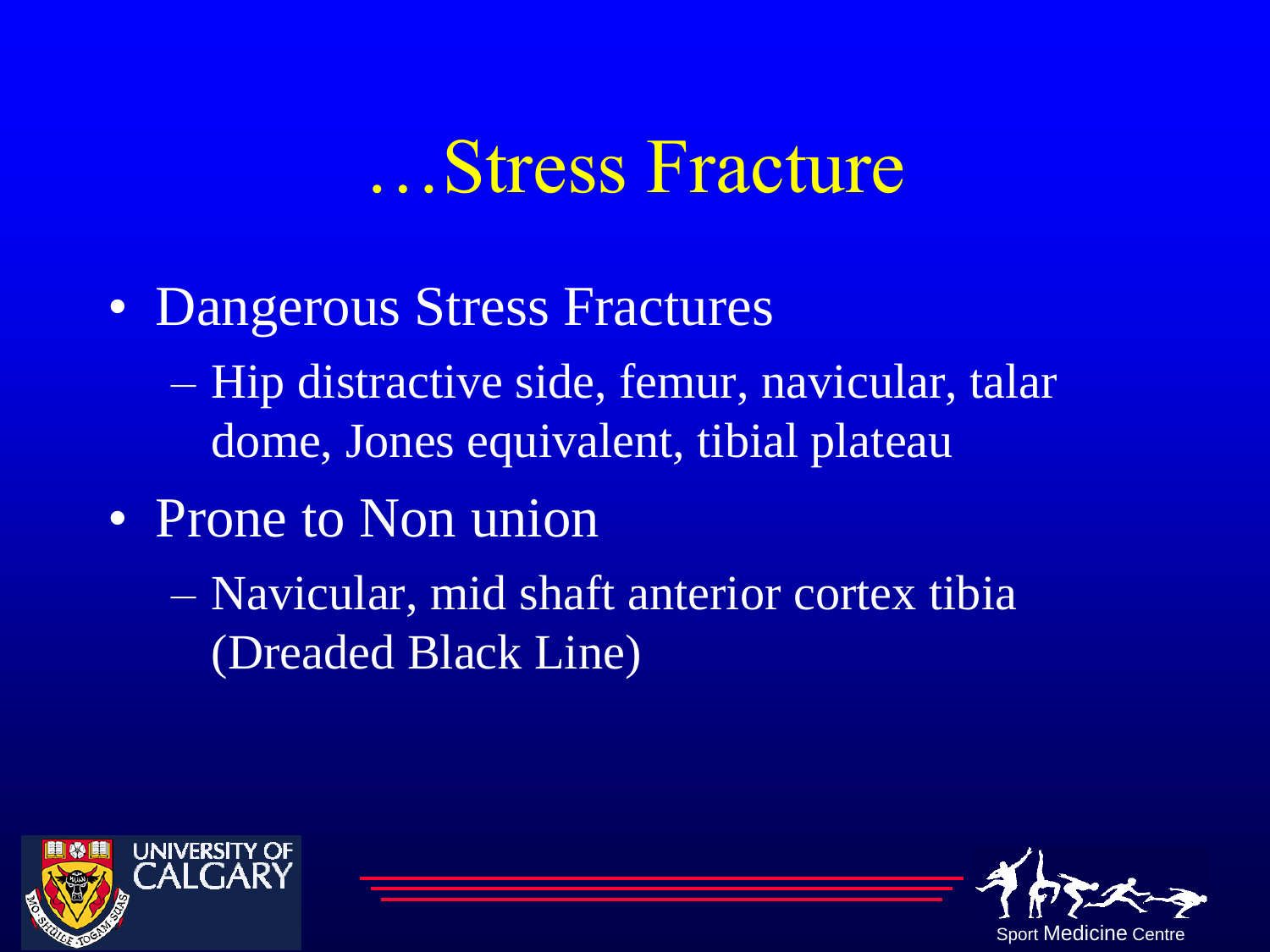# …Stress Fracture

- Dangerous Stress Fractures
  - Hip distractive side, femur, navicular, talar dome, Jones equivalent, tibial plateau
- Prone to Non union
  - Navicular, mid shaft anterior cortex tibia (Dreaded Black Line)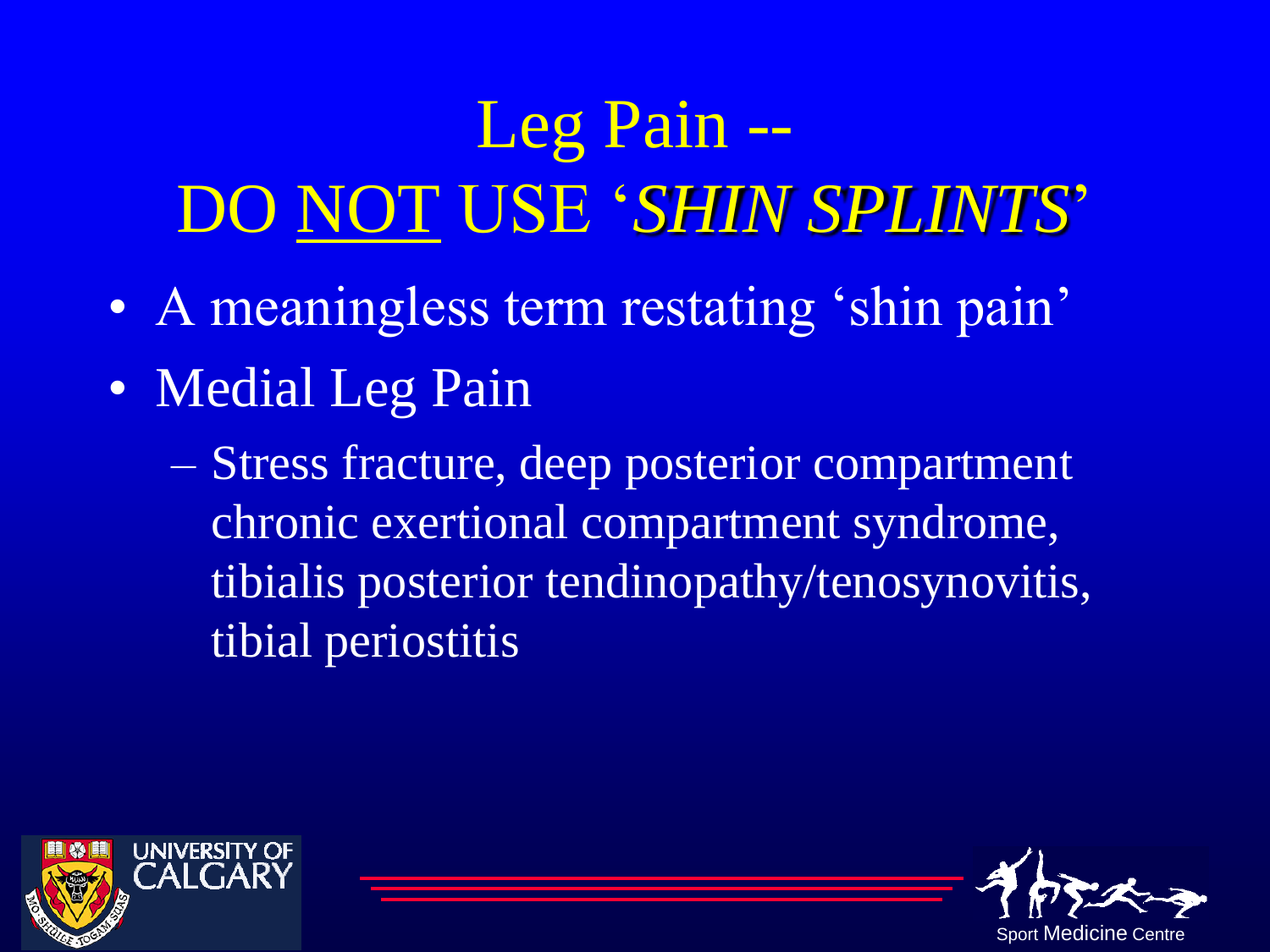# Leg Pain -- DO NOT USE '*SHIN SPLINTS*'

- A meaningless term restating 'shin pain'
- Medial Leg Pain
  - Stress fracture, deep posterior compartment chronic exertional compartment syndrome, tibialis posterior tendinopathy/tenosynovitis, tibial periostitis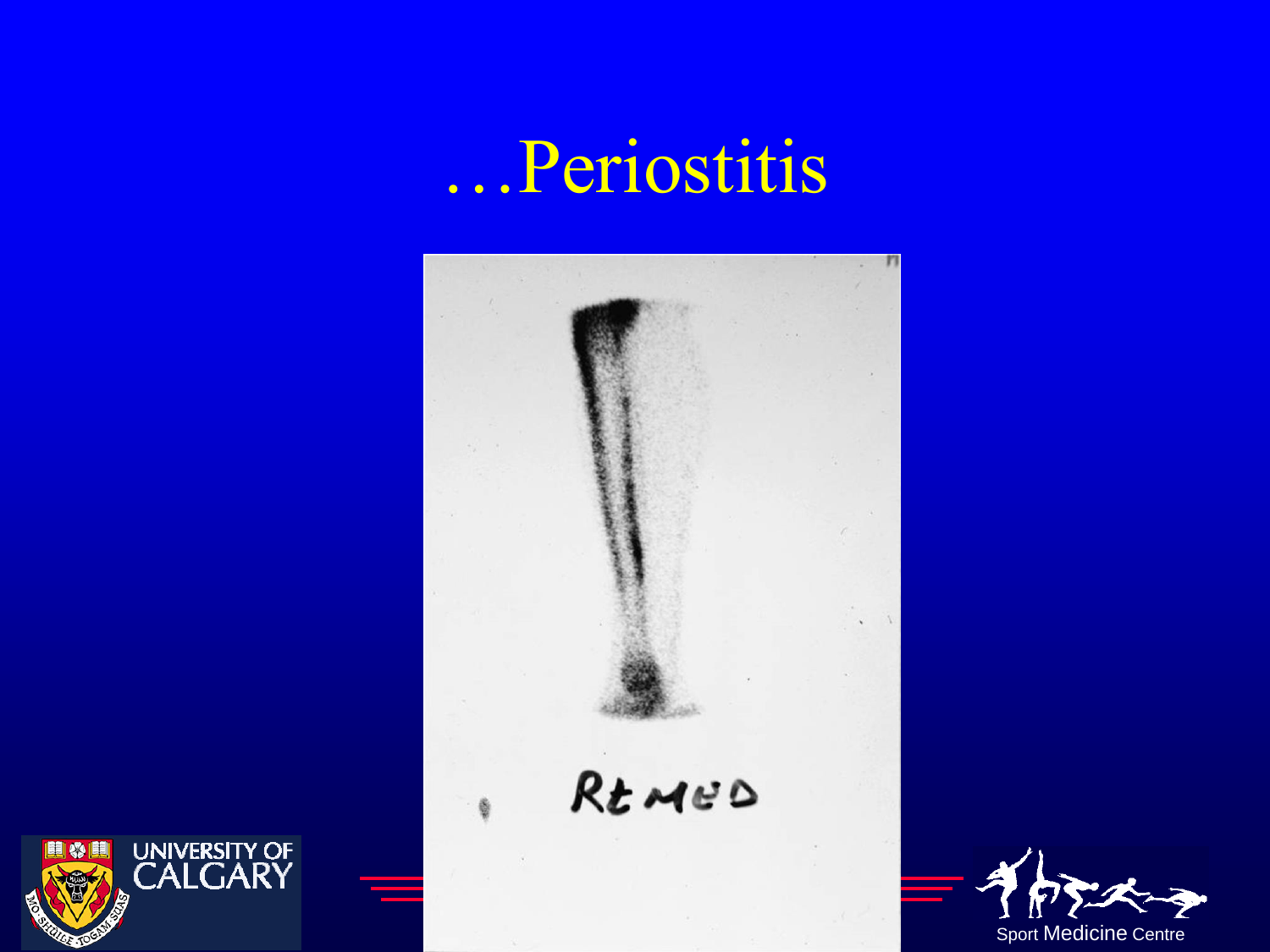# …Periostitis

RtMED

UNIVERSITY OF CALGARY

Sport Medicine Centre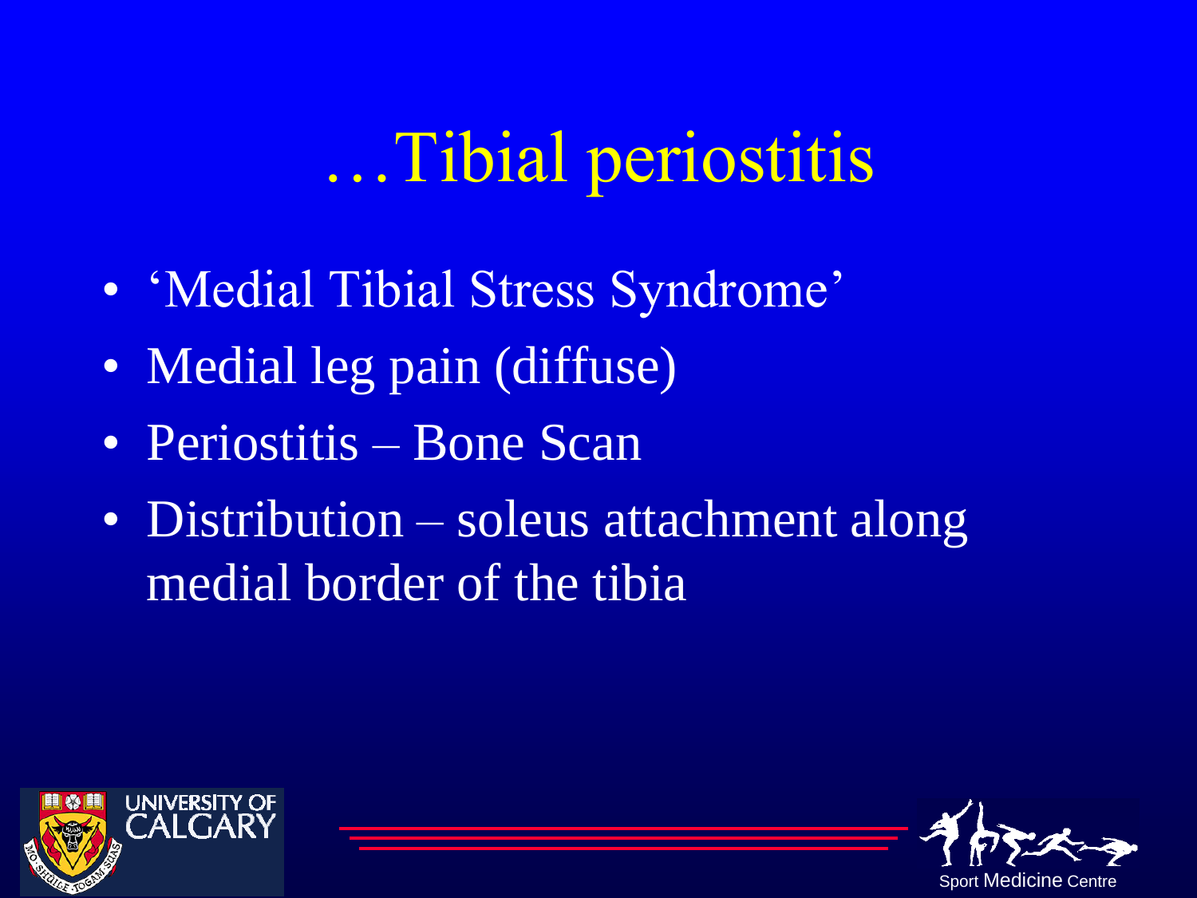# …Tibial periostitis

- 'Medial Tibial Stress Syndrome'
- Medial leg pain (diffuse)
- Periostitis – Bone Scan
- Distribution – soleus attachment along medial border of the tibia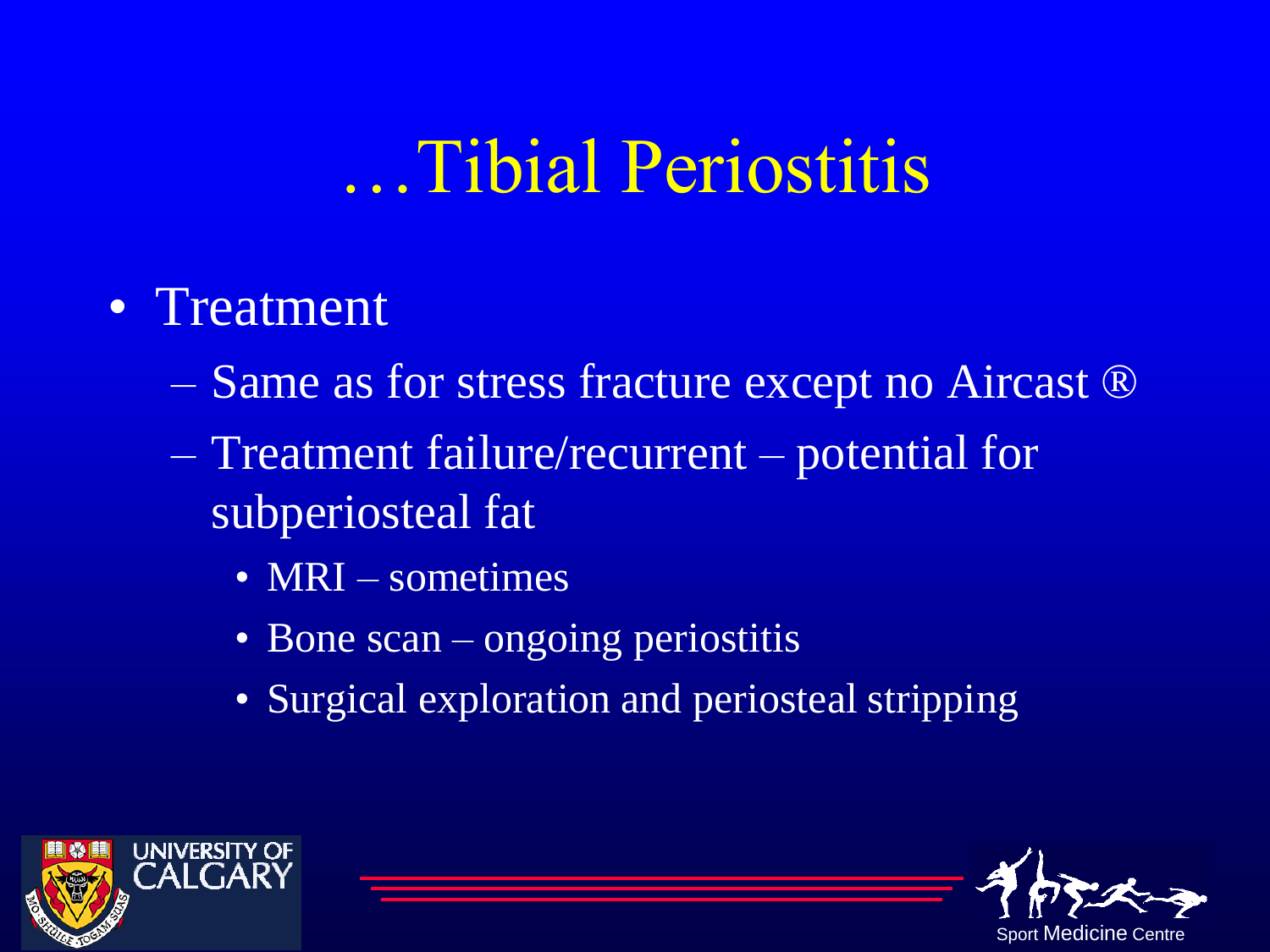# …Tibial Periostitis

- Treatment
  - Same as for stress fracture except no Aircast ®
  - Treatment failure/recurrent – potential for subperiosteal fat
    - MRI – sometimes
    - Bone scan – ongoing periostitis
    - Surgical exploration and periosteal stripping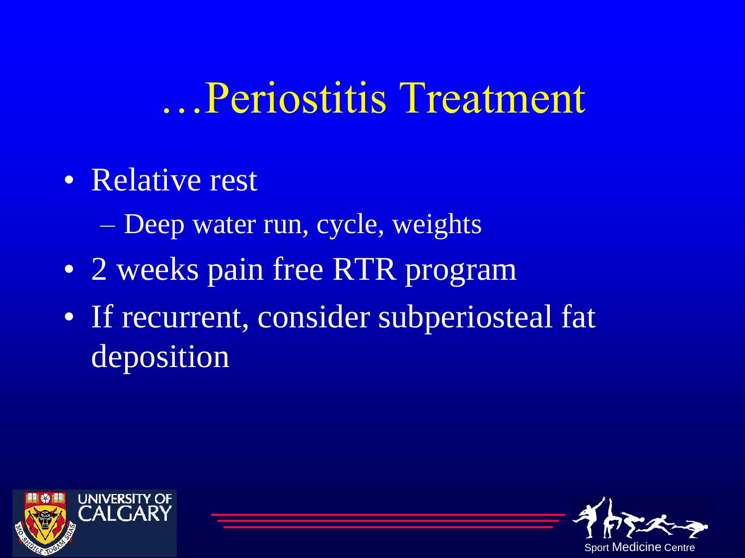# …Periostitis Treatment

- Relative rest
  - Deep water run, cycle, weights
- 2 weeks pain free RTR program
- If recurrent, consider subperiosteal fat deposition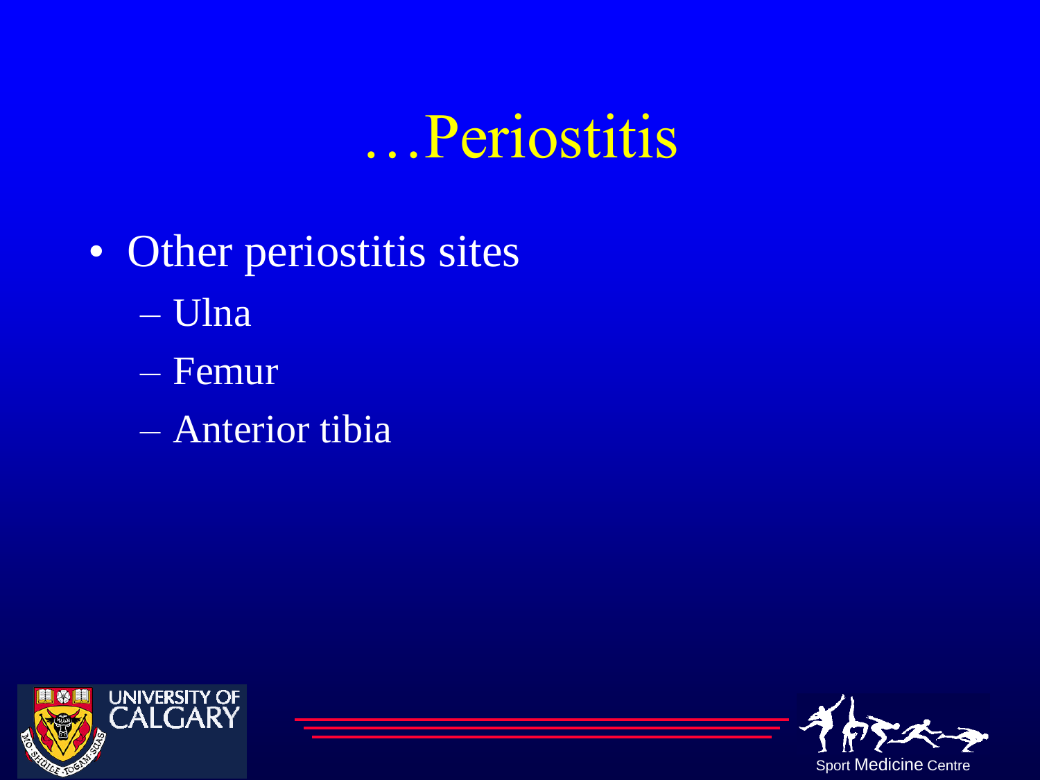# …Periostitis

- Other periostitis sites
  - Ulna
  - Femur
  - Anterior tibia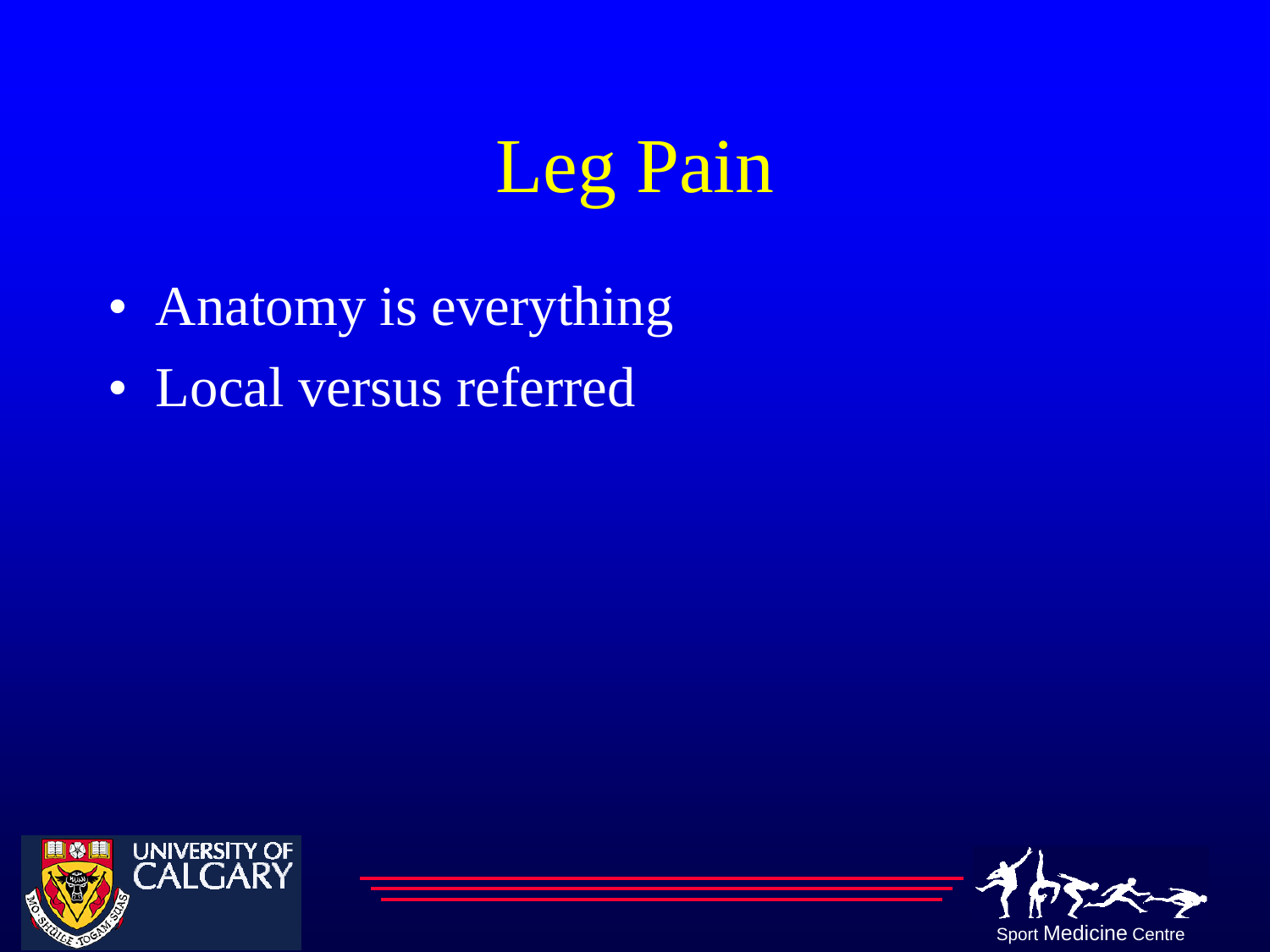# Leg Pain

- Anatomy is everything
- Local versus referred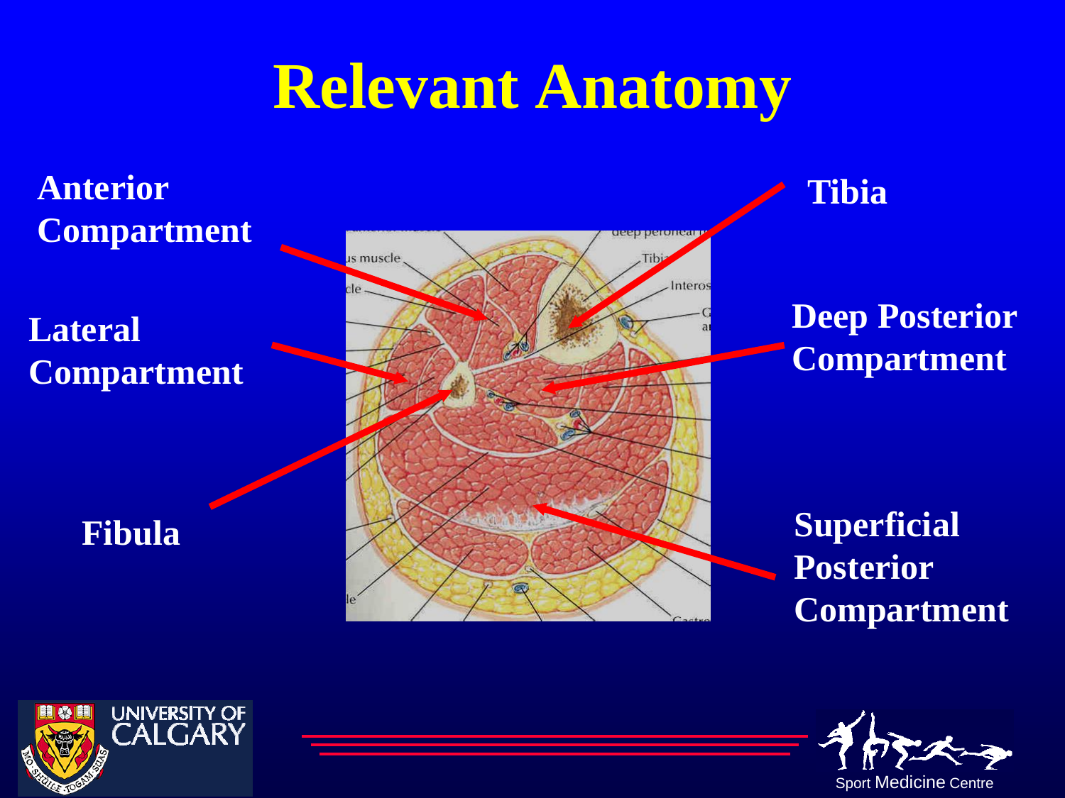# Relevant Anatomy

Anterior Compartment

Lateral Compartment

Fibula

Tibia

Deep Posterior Compartment

Superficial Posterior Compartment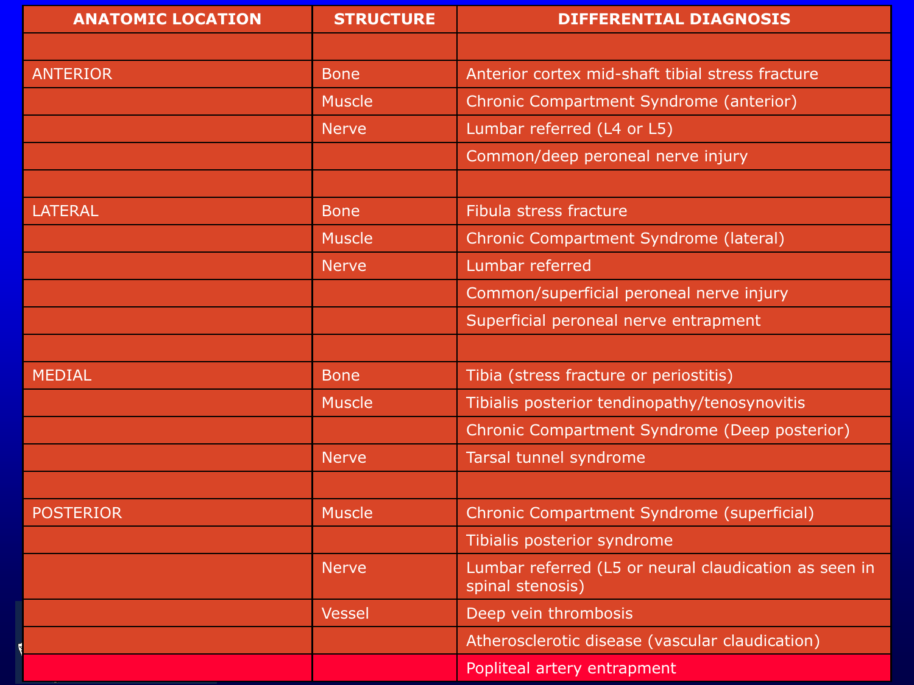| ANATOMIC LOCATION | STRUCTURE | DIFFERENTIAL DIAGNOSIS |
|---|---|---|
| | | |
| ANTERIOR | Bone | Anterior cortex mid-shaft tibial stress fracture |
| | Muscle | Chronic Compartment Syndrome (anterior) |
| | Nerve | Lumbar referred (L4 or L5) |
| | | Common/deep peroneal nerve injury |
| | | |
| LATERAL | Bone | Fibula stress fracture |
| | Muscle | Chronic Compartment Syndrome (lateral) |
| | Nerve | Lumbar referred |
| | | Common/superficial peroneal nerve injury |
| | | Superficial peroneal nerve entrapment |
| | | |
| MEDIAL | Bone | Tibia (stress fracture or periostitis) |
| | Muscle | Tibialis posterior tendinopathy/tenosynovitis |
| | | Chronic Compartment Syndrome (Deep posterior) |
| | Nerve | Tarsal tunnel syndrome |
| | | |
| POSTERIOR | Muscle | Chronic Compartment Syndrome (superficial) |
| | | Tibialis posterior syndrome |
| | Nerve | Lumbar referred (L5 or neural claudication as seen in spinal stenosis) |
| | Vessel | Deep vein thrombosis |
| | | Atherosclerotic disease (vascular claudication) |
| | | Popliteal artery entrapment |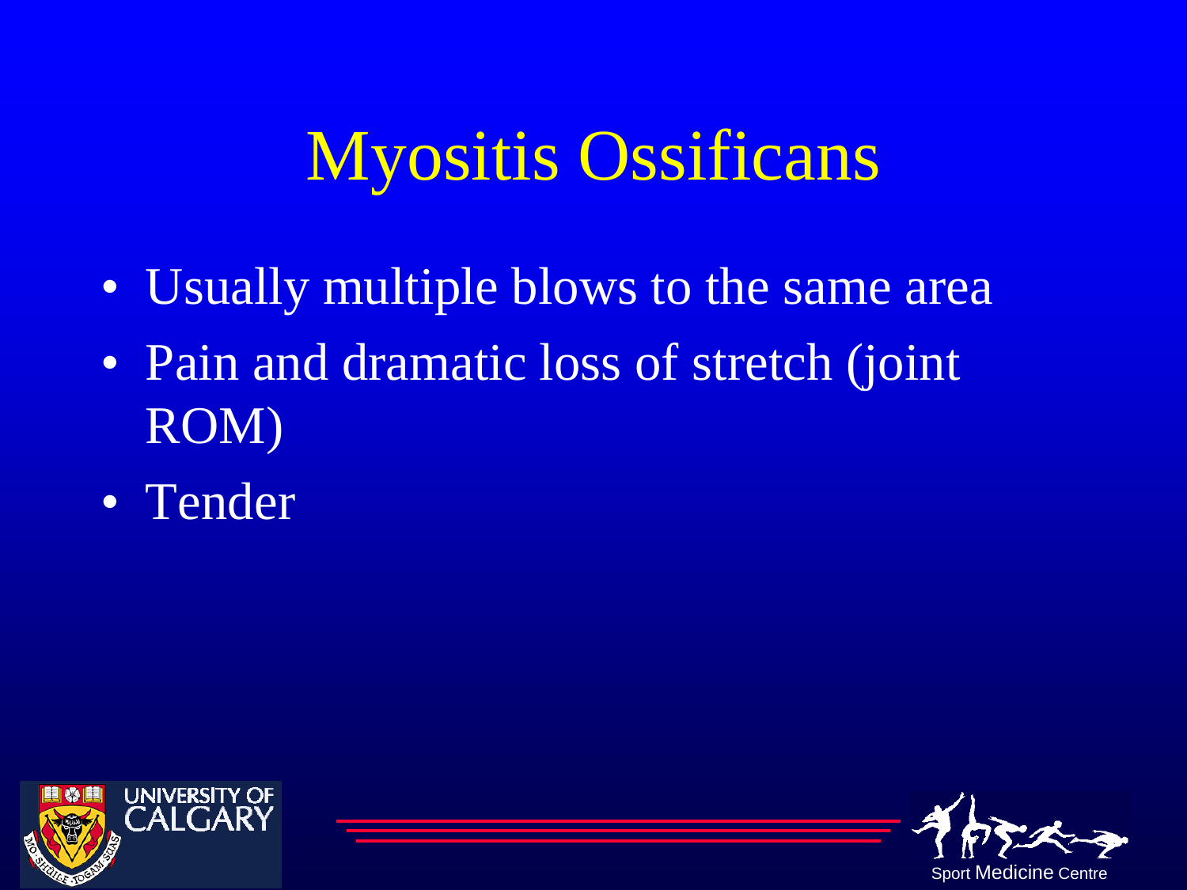# Myositis Ossificans

- Usually multiple blows to the same area
- Pain and dramatic loss of stretch (joint ROM)
- Tender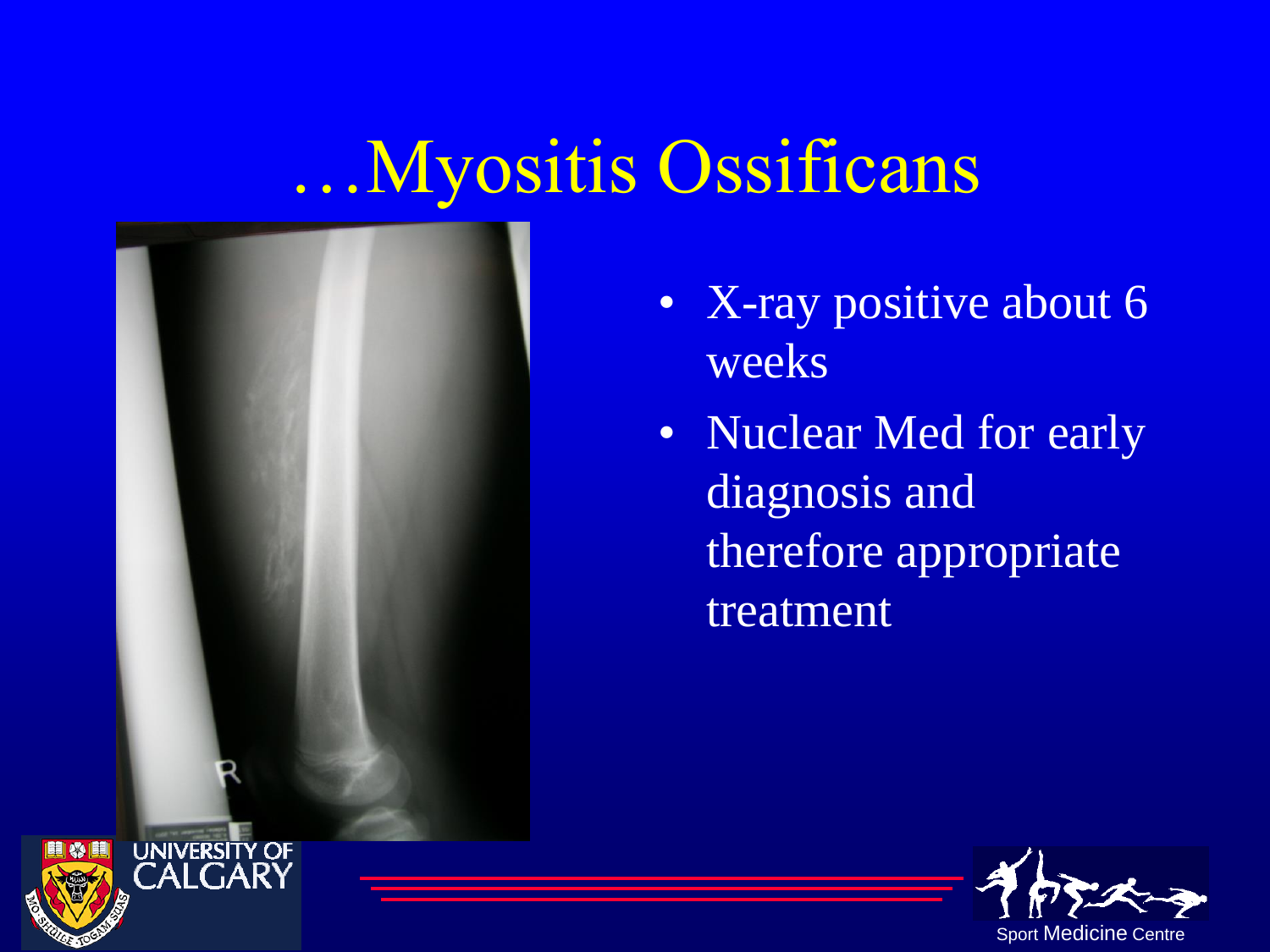# …Myositis Ossificans

- X-ray positive about 6 weeks
- Nuclear Med for early diagnosis and therefore appropriate treatment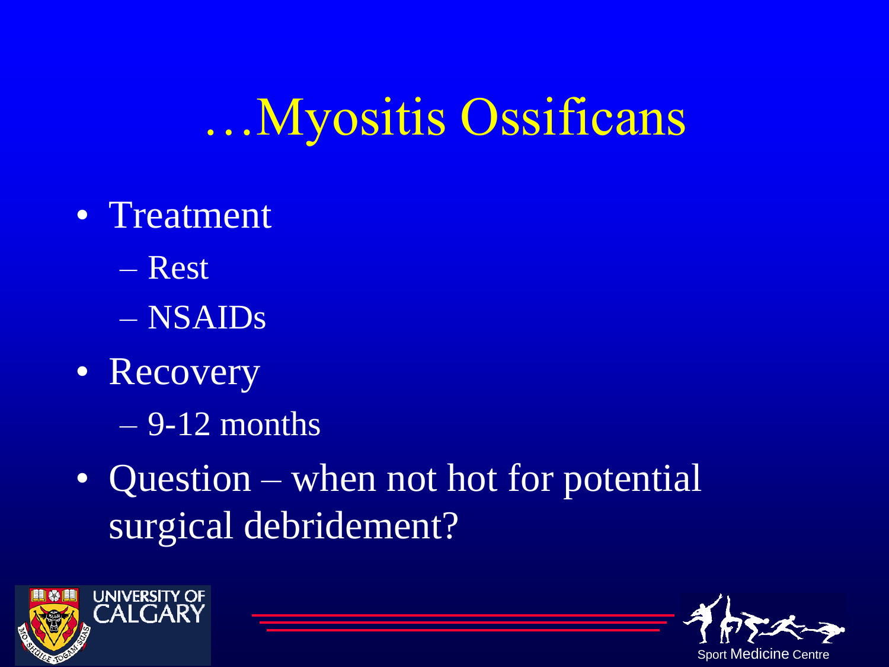# …Myositis Ossificans

- Treatment
  - Rest
  - NSAIDs
- Recovery
  - 9-12 months
- Question – when not hot for potential surgical debridement?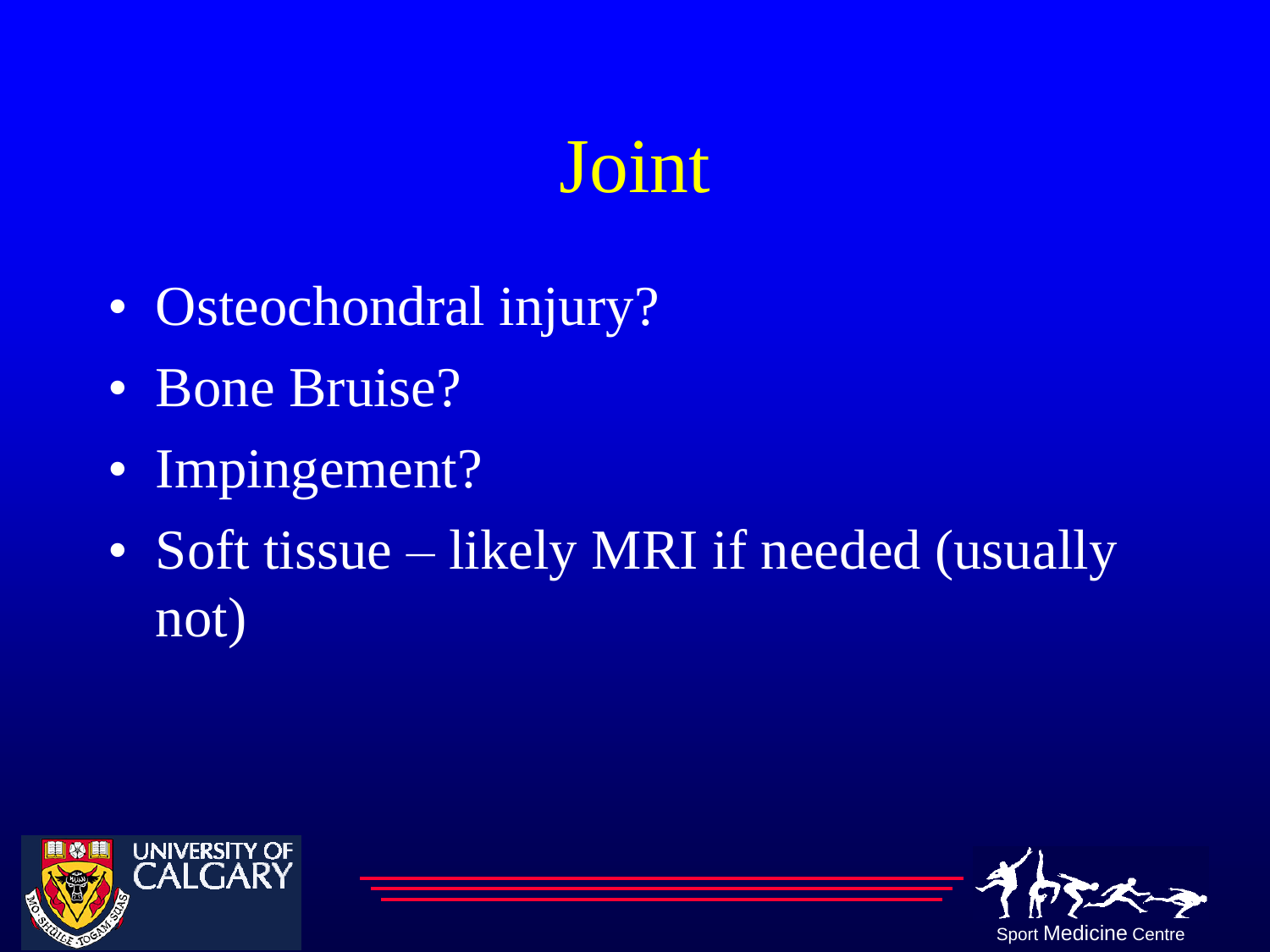# Joint

- Osteochondral injury?
- Bone Bruise?
- Impingement?
- Soft tissue – likely MRI if needed (usually not)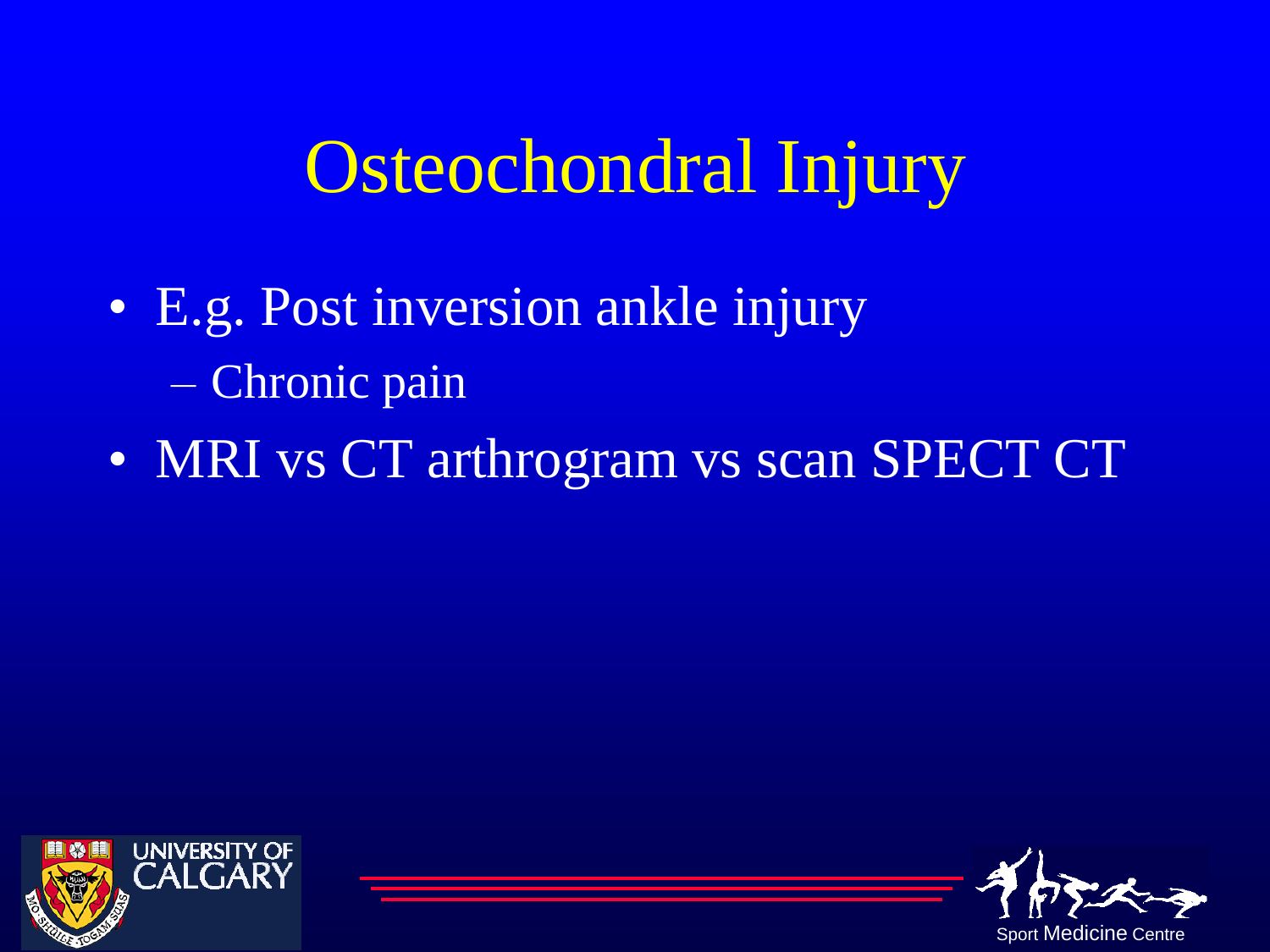# Osteochondral Injury

- E.g. Post inversion ankle injury
  - Chronic pain
- MRI vs CT arthrogram vs scan SPECT CT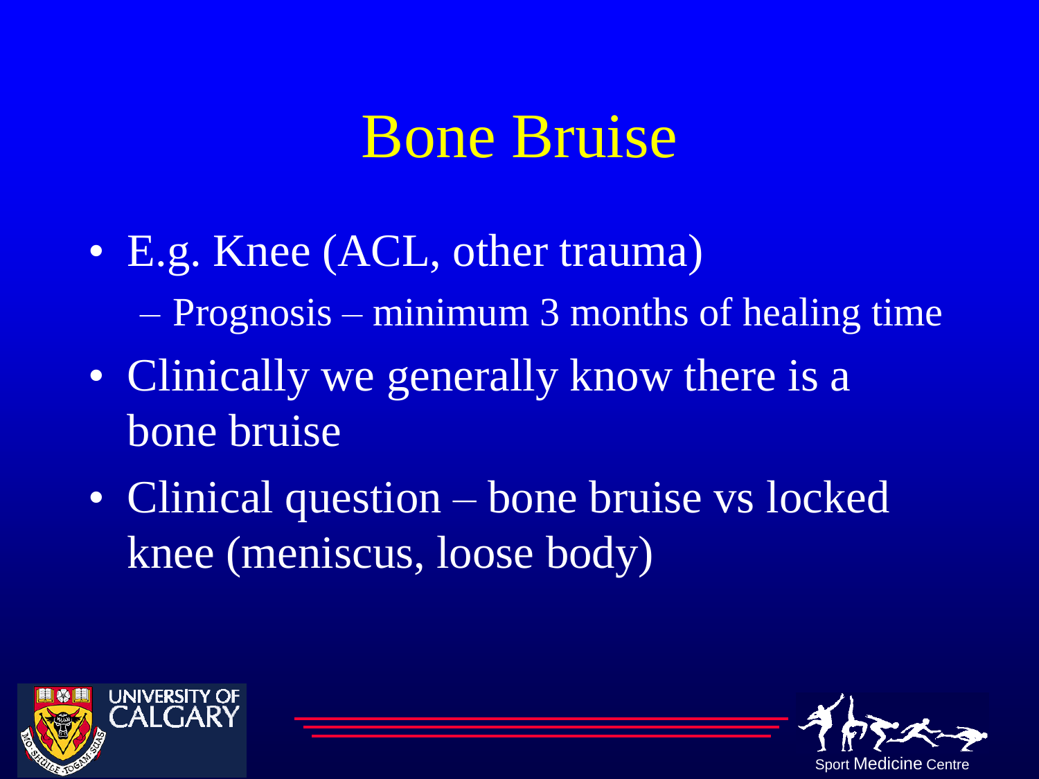# Bone Bruise

- E.g. Knee (ACL, other trauma)
  - Prognosis – minimum 3 months of healing time
- Clinically we generally know there is a bone bruise
- Clinical question – bone bruise vs locked knee (meniscus, loose body)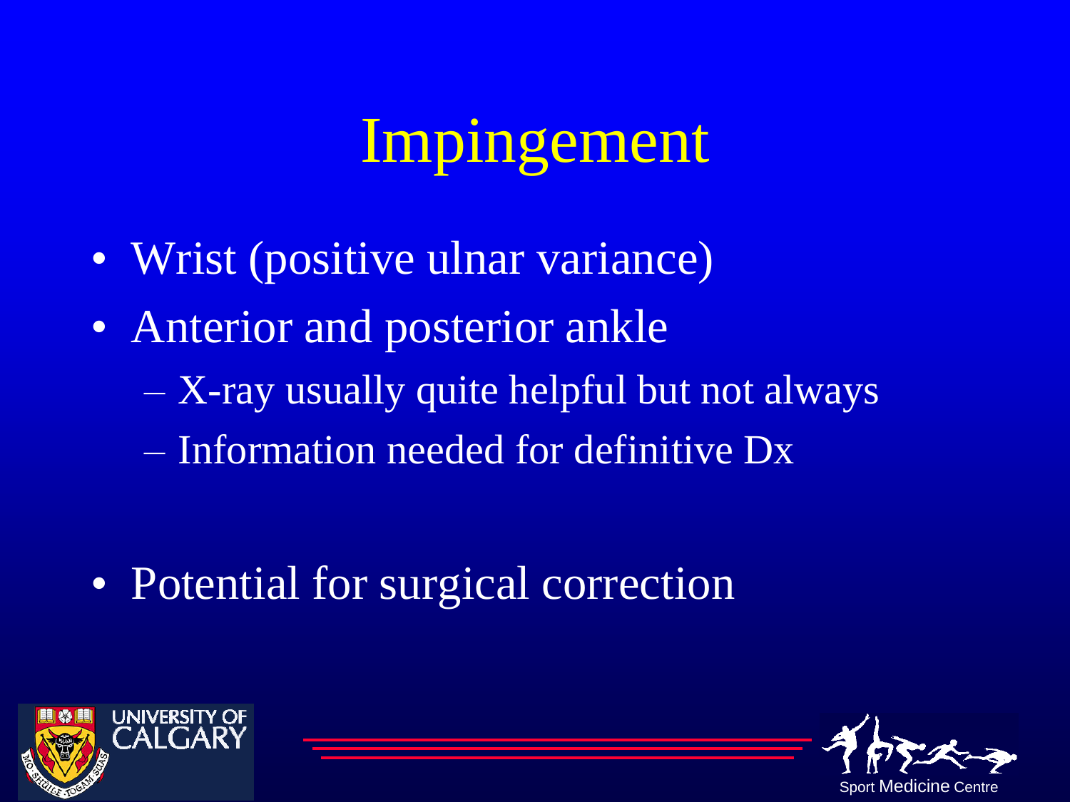# Impingement

- Wrist (positive ulnar variance)
- Anterior and posterior ankle
  - X-ray usually quite helpful but not always
  - Information needed for definitive Dx
- Potential for surgical correction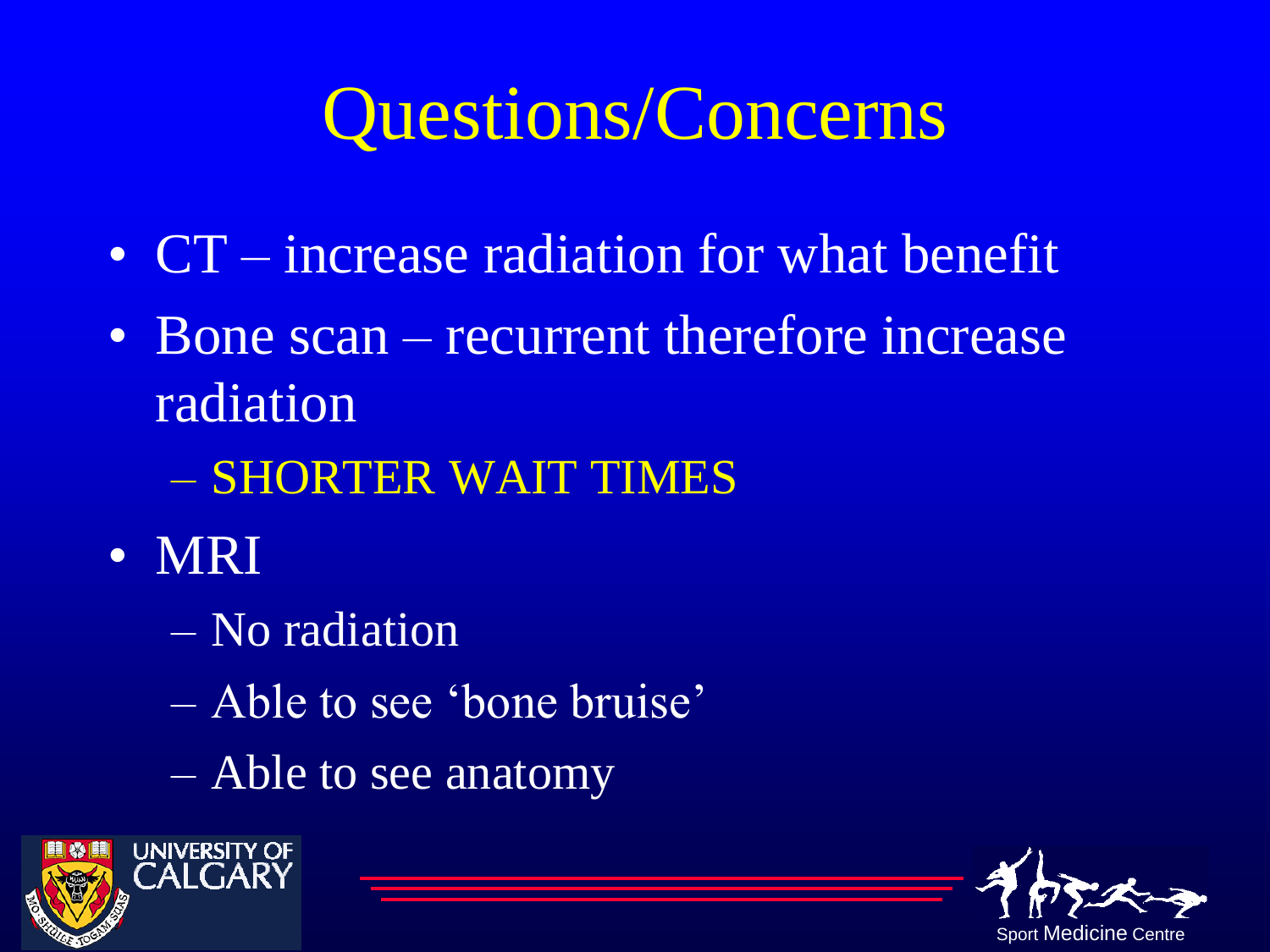# Questions/Concerns

- CT – increase radiation for what benefit
- Bone scan – recurrent therefore increase radiation
  - SHORTER WAIT TIMES
- MRI
  - No radiation
  - Able to see 'bone bruise'
  - Able to see anatomy